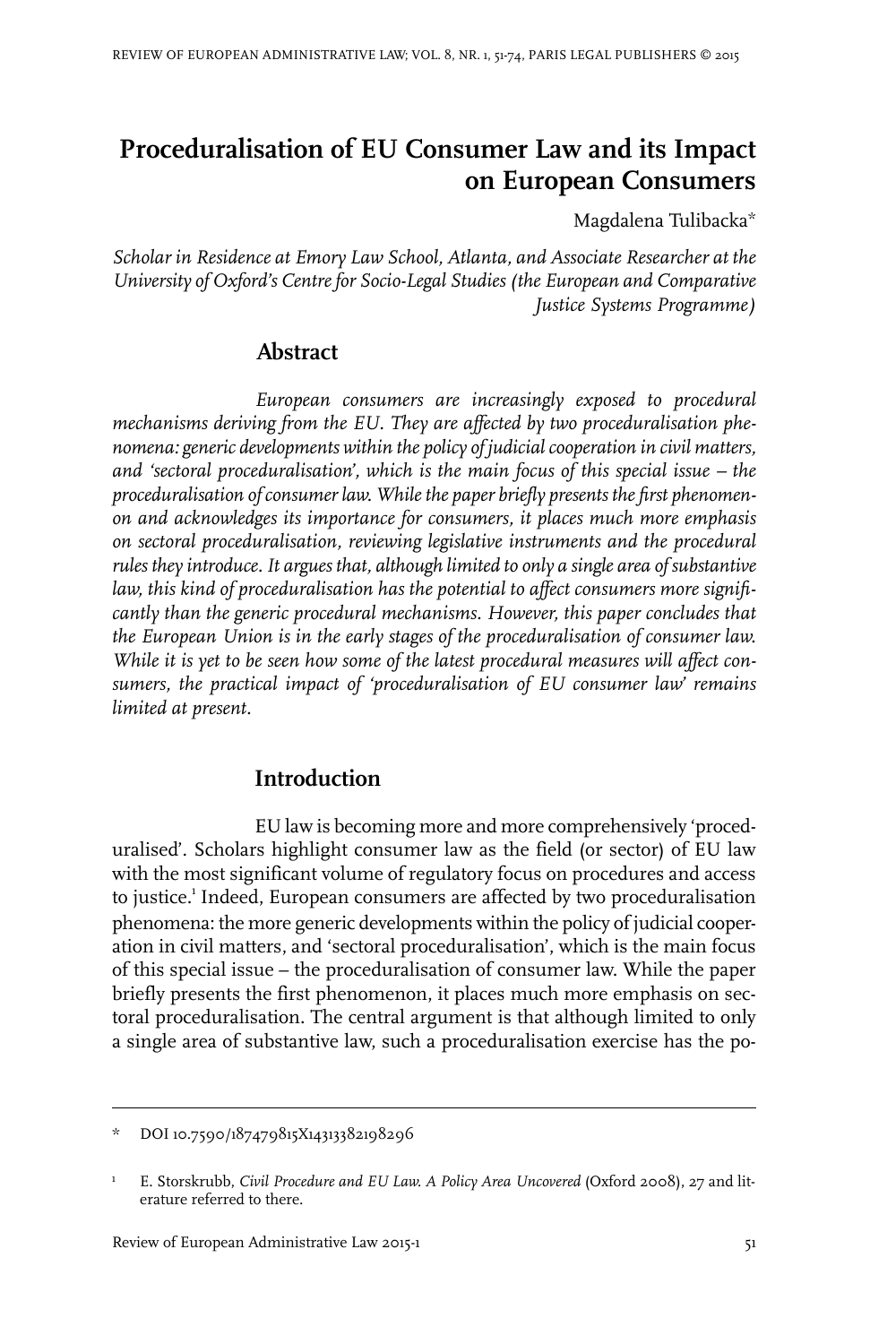# Proceduralisation of EU Consumer Law and its Impact on European Consumers

Magdalena Tulibacka*

*Scholar in Residence at Emory Law School, Atlanta, and Associate Researcher at the University of Oxford's Centre for Socio-Legal Studies (the European and Comparative Justice Systems Programme)*

## Abstract

*European consumers are increasingly exposed to procedural mechanisms deriving from the EU. They are affected by two proceduralisation phenomena: generic developments within the policy of judicial cooperation in civil matters, and 'sectoral proceduralisation', which is the main focus of this special issue – the proceduralisation of consumer law. While the paper briefly presents the first phenomenon and acknowledges its importance for consumers, it places much more emphasis on sectoral proceduralisation, reviewing legislative instruments and the procedural rules they introduce. It argues that, although limited to only a single area of substantive law, this kind of proceduralisation has the potential to affect consumers more significantly than the generic procedural mechanisms. However, this paper concludes that the European Union is in the early stages of the proceduralisation of consumer law. While it is yet to be seen how some of the latest procedural measures will affect consumers, the practical impact of 'proceduralisation of EU consumer law' remains limited at present.*

## Introduction

EU law is becoming more and more comprehensively 'proceduralised'. Scholars highlight consumer law as the field (or sector) of EU law with the most significant volume of regulatory focus on procedures and access to justice.[1] Indeed, European consumers are affected by two proceduralisation phenomena: the more generic developments within the policy of judicial cooperation in civil matters, and 'sectoral proceduralisation', which is the main focus of this special issue – the proceduralisation of consumer law. While the paper briefly presents the first phenomenon, it places much more emphasis on sectoral proceduralisation. The central argument is that although limited to only a single area of substantive law, such a proceduralisation exercise has the po-

---

\* DOI 10.7590/187479815X14313382198296

[1] E. Storskrubb, *Civil Procedure and EU Law. A Policy Area Uncovered* (Oxford 2008), 27 and literature referred to there.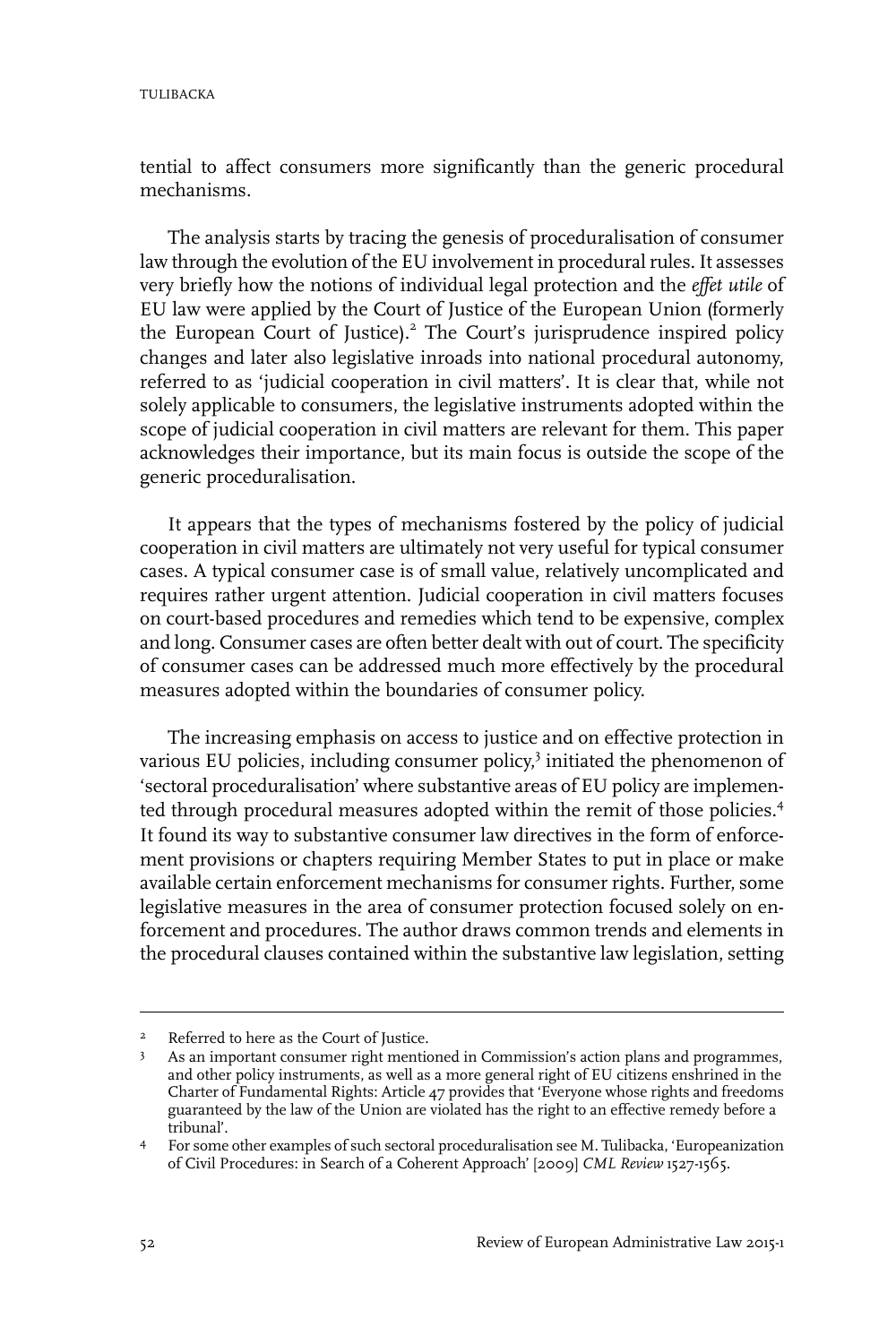tential to affect consumers more significantly than the generic procedural mechanisms.

The analysis starts by tracing the genesis of proceduralisation of consumer law through the evolution of the EU involvement in procedural rules. It assesses very briefly how the notions of individual legal protection and the *effet utile* of EU law were applied by the Court of Justice of the European Union (formerly the European Court of Justice).[2] The Court's jurisprudence inspired policy changes and later also legislative inroads into national procedural autonomy, referred to as 'judicial cooperation in civil matters'. It is clear that, while not solely applicable to consumers, the legislative instruments adopted within the scope of judicial cooperation in civil matters are relevant for them. This paper acknowledges their importance, but its main focus is outside the scope of the generic proceduralisation.

It appears that the types of mechanisms fostered by the policy of judicial cooperation in civil matters are ultimately not very useful for typical consumer cases. A typical consumer case is of small value, relatively uncomplicated and requires rather urgent attention. Judicial cooperation in civil matters focuses on court-based procedures and remedies which tend to be expensive, complex and long. Consumer cases are often better dealt with out of court. The specificity of consumer cases can be addressed much more effectively by the procedural measures adopted within the boundaries of consumer policy.

The increasing emphasis on access to justice and on effective protection in various EU policies, including consumer policy,[3] initiated the phenomenon of 'sectoral proceduralisation' where substantive areas of EU policy are implemented through procedural measures adopted within the remit of those policies.[4] It found its way to substantive consumer law directives in the form of enforcement provisions or chapters requiring Member States to put in place or make available certain enforcement mechanisms for consumer rights. Further, some legislative measures in the area of consumer protection focused solely on enforcement and procedures. The author draws common trends and elements in the procedural clauses contained within the substantive law legislation, setting

---

[2] Referred to here as the Court of Justice.

[3] As an important consumer right mentioned in Commission's action plans and programmes, and other policy instruments, as well as a more general right of EU citizens enshrined in the Charter of Fundamental Rights: Article 47 provides that 'Everyone whose rights and freedoms guaranteed by the law of the Union are violated has the right to an effective remedy before a tribunal'.

[4] For some other examples of such sectoral proceduralisation see M. Tulibacka, 'Europeanization of Civil Procedures: in Search of a Coherent Approach' [2009] *CML Review* 1527-1565.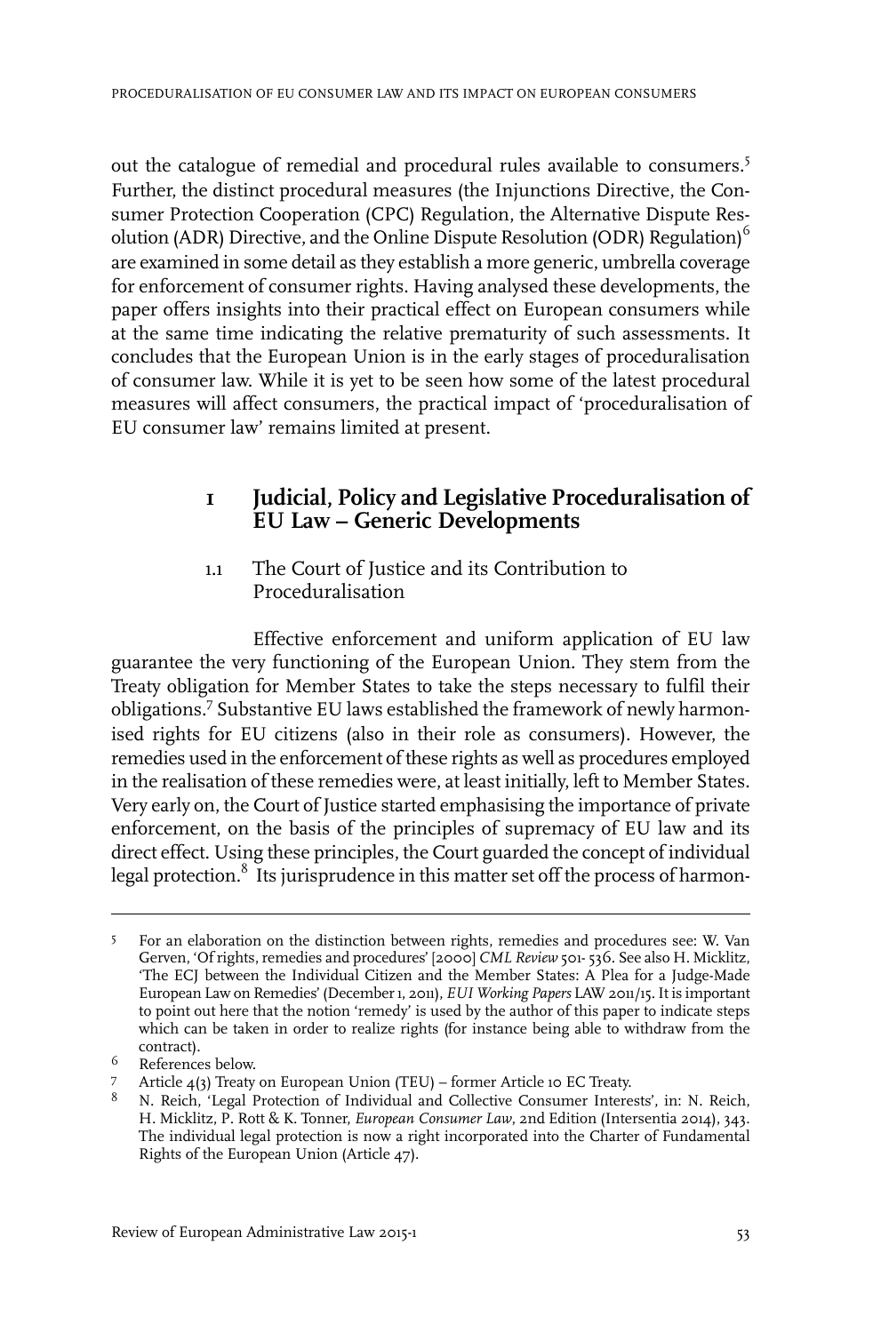out the catalogue of remedial and procedural rules available to consumers.[5] Further, the distinct procedural measures (the Injunctions Directive, the Consumer Protection Cooperation (CPC) Regulation, the Alternative Dispute Resolution (ADR) Directive, and the Online Dispute Resolution (ODR) Regulation)[6] are examined in some detail as they establish a more generic, umbrella coverage for enforcement of consumer rights. Having analysed these developments, the paper offers insights into their practical effect on European consumers while at the same time indicating the relative prematurity of such assessments. It concludes that the European Union is in the early stages of proceduralisation of consumer law. While it is yet to be seen how some of the latest procedural measures will affect consumers, the practical impact of 'proceduralisation of EU consumer law' remains limited at present.

## 1 Judicial, Policy and Legislative Proceduralisation of EU Law – Generic Developments

### 1.1 The Court of Justice and its Contribution to Proceduralisation

Effective enforcement and uniform application of EU law guarantee the very functioning of the European Union. They stem from the Treaty obligation for Member States to take the steps necessary to fulfil their obligations.[7] Substantive EU laws established the framework of newly harmonised rights for EU citizens (also in their role as consumers). However, the remedies used in the enforcement of these rights as well as procedures employed in the realisation of these remedies were, at least initially, left to Member States. Very early on, the Court of Justice started emphasising the importance of private enforcement, on the basis of the principles of supremacy of EU law and its direct effect. Using these principles, the Court guarded the concept of individual legal protection.[8] Its jurisprudence in this matter set off the process of harmon-

---

5 For an elaboration on the distinction between rights, remedies and procedures see: W. Van Gerven, 'Of rights, remedies and procedures' [2000] *CML Review* 501-536. See also H. Micklitz, 'The ECJ between the Individual Citizen and the Member States: A Plea for a Judge-Made European Law on Remedies' (December 1, 2011), *EUI Working Papers* LAW 2011/15. It is important to point out here that the notion 'remedy' is used by the author of this paper to indicate steps which can be taken in order to realize rights (for instance being able to withdraw from the contract).

6 References below.

7 Article 4(3) Treaty on European Union (TEU) – former Article 10 EC Treaty.

8 N. Reich, 'Legal Protection of Individual and Collective Consumer Interests', in: N. Reich, H. Micklitz, P. Rott & K. Tonner, *European Consumer Law*, 2nd Edition (Intersentia 2014), 343. The individual legal protection is now a right incorporated into the Charter of Fundamental Rights of the European Union (Article 47).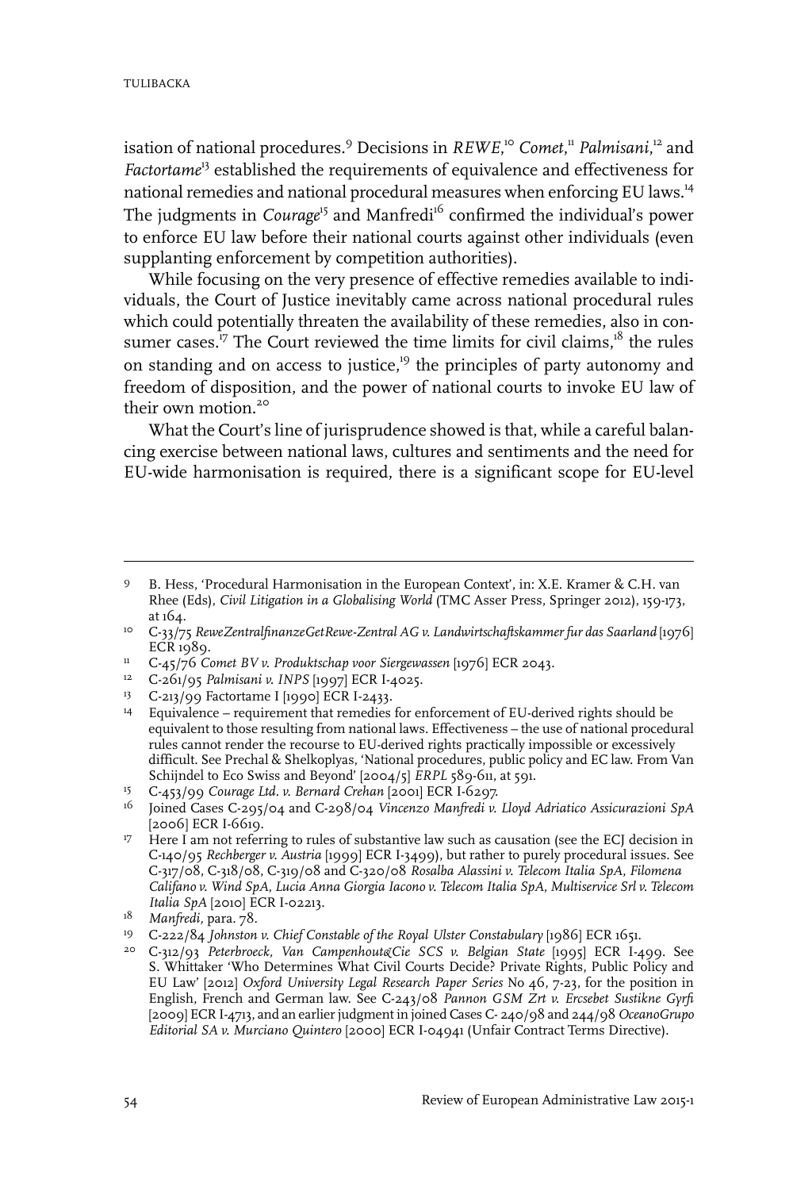isation of national procedures.[9] Decisions in *REWE*,[10] *Comet*,[11] *Palmisani*,[12] and *Factortame*[13] established the requirements of equivalence and effectiveness for national remedies and national procedural measures when enforcing EU laws.[14] The judgments in *Courage*[15] and Manfredi[16] confirmed the individual's power to enforce EU law before their national courts against other individuals (even supplanting enforcement by competition authorities).

While focusing on the very presence of effective remedies available to individuals, the Court of Justice inevitably came across national procedural rules which could potentially threaten the availability of these remedies, also in consumer cases.[17] The Court reviewed the time limits for civil claims,[18] the rules on standing and on access to justice,[19] the principles of party autonomy and freedom of disposition, and the power of national courts to invoke EU law of their own motion.[20]

What the Court's line of jurisprudence showed is that, while a careful balancing exercise between national laws, cultures and sentiments and the need for EU-wide harmonisation is required, there is a significant scope for EU-level

---

9 B. Hess, 'Procedural Harmonisation in the European Context', in: X.E. Kramer & C.H. van Rhee (Eds), *Civil Litigation in a Globalising World* (TMC Asser Press, Springer 2012), 159-173, at 164.

10 C-33/75 *ReweZentralfinanzeGetRewe-Zentral AG v. Landwirtschaftskammer fur das Saarland* [1976] ECR 1989.

11 C-45/76 *Comet BV v. Produktschap voor Siergewassen* [1976] ECR 2043.

12 C-261/95 *Palmisani v. INPS* [1997] ECR I-4025.

13 C-213/99 Factortame I [1990] ECR I-2433.

14 Equivalence – requirement that remedies for enforcement of EU-derived rights should be equivalent to those resulting from national laws. Effectiveness – the use of national procedural rules cannot render the recourse to EU-derived rights practically impossible or excessively difficult. See Prechal & Shelkoplyas, 'National procedures, public policy and EC law. From Van Schijndel to Eco Swiss and Beyond' [2004/5] *ERPL* 589-611, at 591.

15 C-453/99 *Courage Ltd. v. Bernard Crehan* [2001] ECR I-6297.

16 Joined Cases C-295/04 and C-298/04 *Vincenzo Manfredi v. Lloyd Adriatico Assicurazioni SpA* [2006] ECR I-6619.

17 Here I am not referring to rules of substantive law such as causation (see the ECJ decision in C-140/95 *Rechberger v. Austria* [1999] ECR I-3499), but rather to purely procedural issues. See C-317/08, C-318/08, C-319/08 and C-320/08 *Rosalba Alassini v. Telecom Italia SpA, Filomena Califano v. Wind SpA, Lucia Anna Giorgia Iacono v. Telecom Italia SpA, Multiservice Srl v. Telecom Italia SpA* [2010] ECR I-02213.

18 *Manfredi*, para. 78.

19 C-222/84 *Johnston v. Chief Constable of the Royal Ulster Constabulary* [1986] ECR 1651.

20 C-312/93 *Peterbroeck, Van Campenhout&Cie SCS v. Belgian State* [1995] ECR I-499. See S. Whittaker 'Who Determines What Civil Courts Decide? Private Rights, Public Policy and EU Law' [2012] *Oxford University Legal Research Paper Series* No 46, 7-23, for the position in English, French and German law. See C-243/08 *Pannon GSM Zrt v. Ercsebet Sustikne Gyrfi* [2009] ECR I-4713, and an earlier judgment in joined Cases C- 240/98 and 244/98 *OceanoGrupo Editorial SA v. Murciano Quintero* [2000] ECR I-04941 (Unfair Contract Terms Directive).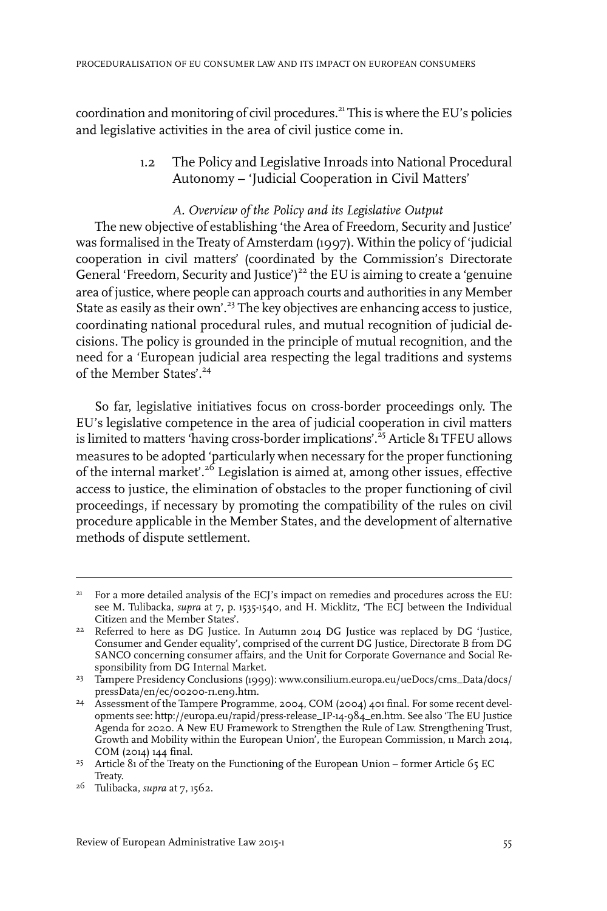coordination and monitoring of civil procedures.[21] This is where the EU's policies and legislative activities in the area of civil justice come in.

## 1.2 The Policy and Legislative Inroads into National Procedural Autonomy – 'Judicial Cooperation in Civil Matters'

### *A. Overview of the Policy and its Legislative Output*

The new objective of establishing 'the Area of Freedom, Security and Justice' was formalised in the Treaty of Amsterdam (1997). Within the policy of 'judicial cooperation in civil matters' (coordinated by the Commission's Directorate General 'Freedom, Security and Justice')[22] the EU is aiming to create a 'genuine area of justice, where people can approach courts and authorities in any Member State as easily as their own'.[23] The key objectives are enhancing access to justice, coordinating national procedural rules, and mutual recognition of judicial decisions. The policy is grounded in the principle of mutual recognition, and the need for a 'European judicial area respecting the legal traditions and systems of the Member States'.[24]

So far, legislative initiatives focus on cross-border proceedings only. The EU's legislative competence in the area of judicial cooperation in civil matters is limited to matters 'having cross-border implications'.[25] Article 81 TFEU allows measures to be adopted 'particularly when necessary for the proper functioning of the internal market'.[26] Legislation is aimed at, among other issues, effective access to justice, the elimination of obstacles to the proper functioning of civil proceedings, if necessary by promoting the compatibility of the rules on civil procedure applicable in the Member States, and the development of alternative methods of dispute settlement.

---

[21] For a more detailed analysis of the ECJ's impact on remedies and procedures across the EU: see M. Tulibacka, *supra* at 7, p. 1535-1540, and H. Micklitz, 'The ECJ between the Individual Citizen and the Member States'.

[22] Referred to here as DG Justice. In Autumn 2014 DG Justice was replaced by DG 'Justice, Consumer and Gender equality', comprised of the current DG Justice, Directorate B from DG SANCO concerning consumer affairs, and the Unit for Corporate Governance and Social Responsibility from DG Internal Market.

[23] Tampere Presidency Conclusions (1999): www.consilium.europa.eu/ueDocs/cms_Data/docs/pressData/en/ec/00200-r1.en9.htm.

[24] Assessment of the Tampere Programme, 2004, COM (2004) 401 final. For some recent developments see: http://europa.eu/rapid/press-release_IP-14-984_en.htm. See also 'The EU Justice Agenda for 2020. A New EU Framework to Strengthen the Rule of Law. Strengthening Trust, Growth and Mobility within the European Union', the European Commission, 11 March 2014, COM (2014) 144 final.

[25] Article 81 of the Treaty on the Functioning of the European Union – former Article 65 EC Treaty.

[26] Tulibacka, *supra* at 7, 1562.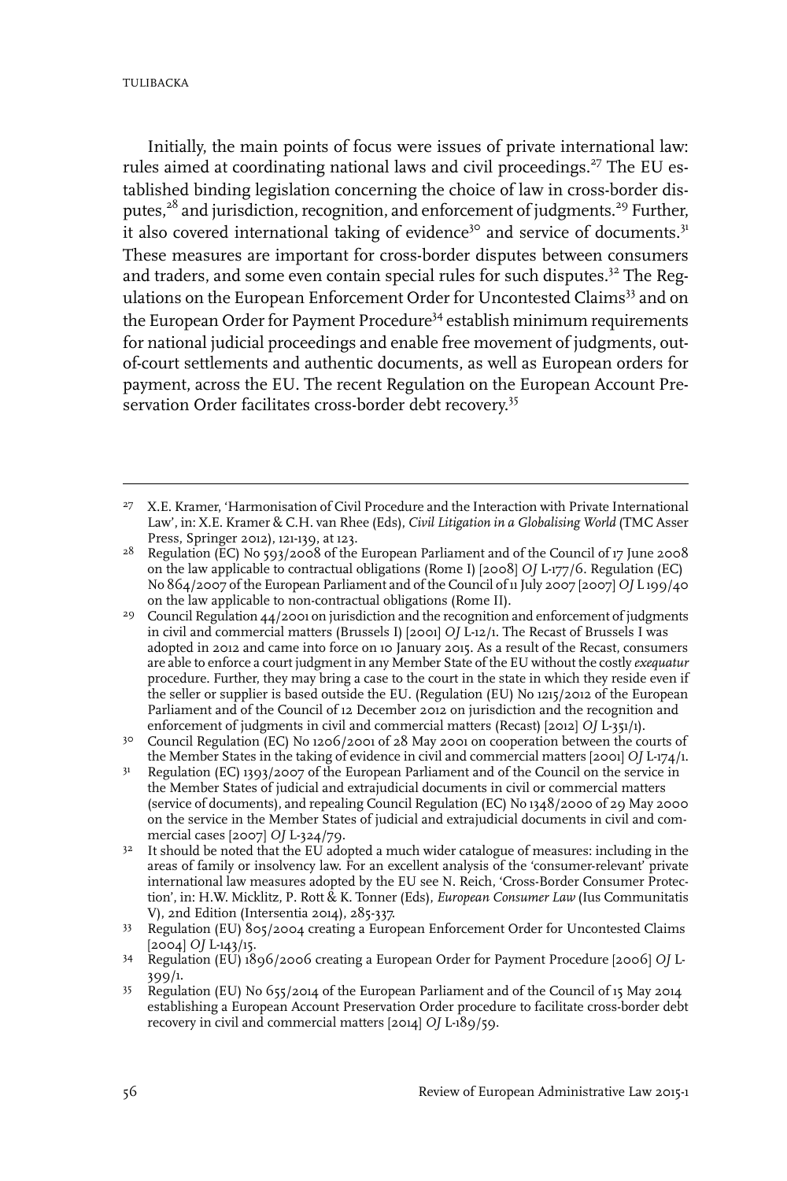Initially, the main points of focus were issues of private international law: rules aimed at coordinating national laws and civil proceedings.[27] The EU established binding legislation concerning the choice of law in cross-border disputes,[28] and jurisdiction, recognition, and enforcement of judgments.[29] Further, it also covered international taking of evidence[30] and service of documents.[31] These measures are important for cross-border disputes between consumers and traders, and some even contain special rules for such disputes.[32] The Regulations on the European Enforcement Order for Uncontested Claims[33] and on the European Order for Payment Procedure[34] establish minimum requirements for national judicial proceedings and enable free movement of judgments, out-of-court settlements and authentic documents, as well as European orders for payment, across the EU. The recent Regulation on the European Account Preservation Order facilitates cross-border debt recovery.[35]

---

27 X.E. Kramer, 'Harmonisation of Civil Procedure and the Interaction with Private International Law', in: X.E. Kramer & C.H. van Rhee (Eds), *Civil Litigation in a Globalising World* (TMC Asser Press, Springer 2012), 121-139, at 123.

28 Regulation (EC) No 593/2008 of the European Parliament and of the Council of 17 June 2008 on the law applicable to contractual obligations (Rome I) [2008] *OJ* L-177/6. Regulation (EC) No 864/2007 of the European Parliament and of the Council of 11 July 2007 [2007] *OJ* L 199/40 on the law applicable to non-contractual obligations (Rome II).

29 Council Regulation 44/2001 on jurisdiction and the recognition and enforcement of judgments in civil and commercial matters (Brussels I) [2001] *OJ* L-12/1. The Recast of Brussels I was adopted in 2012 and came into force on 10 January 2015. As a result of the Recast, consumers are able to enforce a court judgment in any Member State of the EU without the costly *exequatur* procedure. Further, they may bring a case to the court in the state in which they reside even if the seller or supplier is based outside the EU. (Regulation (EU) No 1215/2012 of the European Parliament and of the Council of 12 December 2012 on jurisdiction and the recognition and enforcement of judgments in civil and commercial matters (Recast) [2012] *OJ* L-351/1).

30 Council Regulation (EC) No 1206/2001 of 28 May 2001 on cooperation between the courts of the Member States in the taking of evidence in civil and commercial matters [2001] *OJ* L-174/1.

31 Regulation (EC) 1393/2007 of the European Parliament and of the Council on the service in the Member States of judicial and extrajudicial documents in civil or commercial matters (service of documents), and repealing Council Regulation (EC) No 1348/2000 of 29 May 2000 on the service in the Member States of judicial and extrajudicial documents in civil and commercial cases [2007] *OJ* L-324/79.

32 It should be noted that the EU adopted a much wider catalogue of measures: including in the areas of family or insolvency law. For an excellent analysis of the 'consumer-relevant' private international law measures adopted by the EU see N. Reich, 'Cross-Border Consumer Protection', in: H.W. Micklitz, P. Rott & K. Tonner (Eds), *European Consumer Law* (Ius Communitatis V), 2nd Edition (Intersentia 2014), 285-337.

33 Regulation (EU) 805/2004 creating a European Enforcement Order for Uncontested Claims [2004] *OJ* L-143/15.

34 Regulation (EU) 1896/2006 creating a European Order for Payment Procedure [2006] *OJ* L-399/1.

35 Regulation (EU) No 655/2014 of the European Parliament and of the Council of 15 May 2014 establishing a European Account Preservation Order procedure to facilitate cross-border debt recovery in civil and commercial matters [2014] *OJ* L-189/59.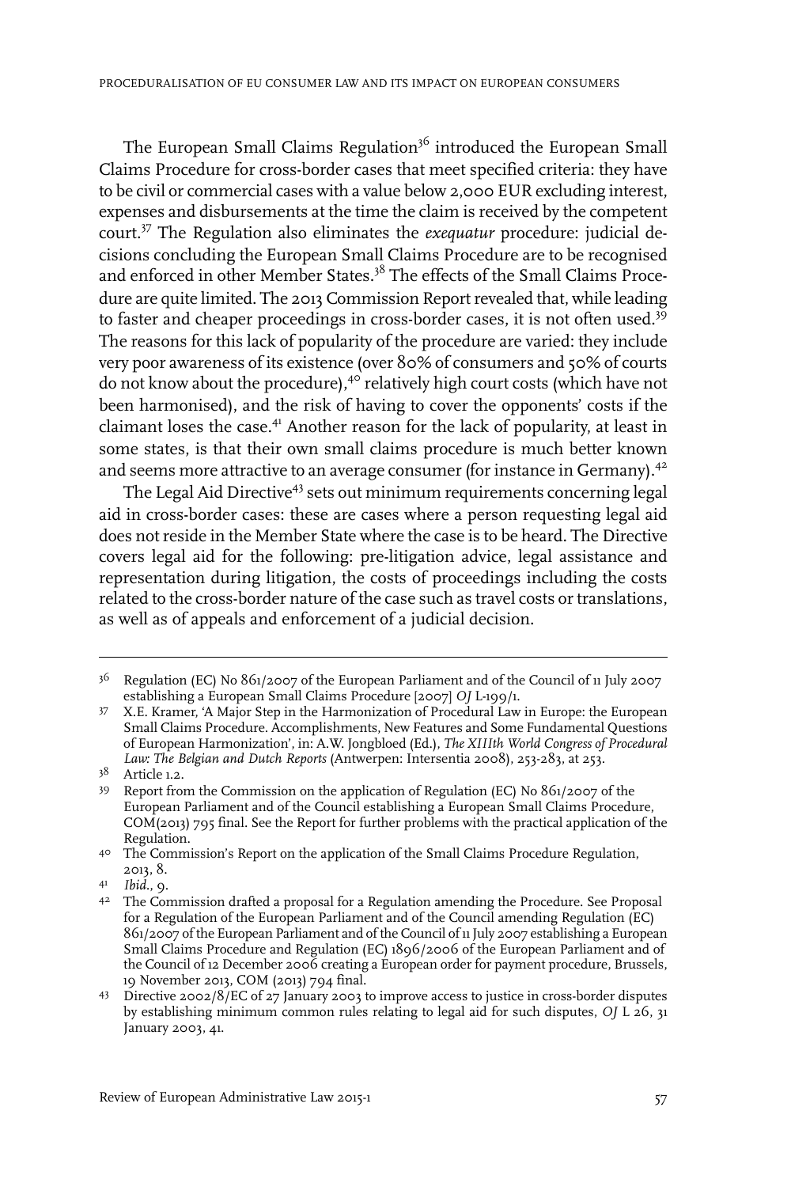The European Small Claims Regulation[36] introduced the European Small Claims Procedure for cross-border cases that meet specified criteria: they have to be civil or commercial cases with a value below 2,000 EUR excluding interest, expenses and disbursements at the time the claim is received by the competent court.[37] The Regulation also eliminates the *exequatur* procedure: judicial decisions concluding the European Small Claims Procedure are to be recognised and enforced in other Member States.[38] The effects of the Small Claims Procedure are quite limited. The 2013 Commission Report revealed that, while leading to faster and cheaper proceedings in cross-border cases, it is not often used.[39] The reasons for this lack of popularity of the procedure are varied: they include very poor awareness of its existence (over 80% of consumers and 50% of courts do not know about the procedure),[40] relatively high court costs (which have not been harmonised), and the risk of having to cover the opponents' costs if the claimant loses the case.[41] Another reason for the lack of popularity, at least in some states, is that their own small claims procedure is much better known and seems more attractive to an average consumer (for instance in Germany).[42]

The Legal Aid Directive[43] sets out minimum requirements concerning legal aid in cross-border cases: these are cases where a person requesting legal aid does not reside in the Member State where the case is to be heard. The Directive covers legal aid for the following: pre-litigation advice, legal assistance and representation during litigation, the costs of proceedings including the costs related to the cross-border nature of the case such as travel costs or translations, as well as of appeals and enforcement of a judicial decision.

---

36 Regulation (EC) No 861/2007 of the European Parliament and of the Council of 11 July 2007 establishing a European Small Claims Procedure [2007] *OJ* L-199/1.

37 X.E. Kramer, 'A Major Step in the Harmonization of Procedural Law in Europe: the European Small Claims Procedure. Accomplishments, New Features and Some Fundamental Questions of European Harmonization', in: A.W. Jongbloed (Ed.), *The XIIIth World Congress of Procedural Law: The Belgian and Dutch Reports* (Antwerpen: Intersentia 2008), 253-283, at 253.

38 Article 1.2.

39 Report from the Commission on the application of Regulation (EC) No 861/2007 of the European Parliament and of the Council establishing a European Small Claims Procedure, COM(2013) 795 final. See the Report for further problems with the practical application of the Regulation.

40 The Commission's Report on the application of the Small Claims Procedure Regulation, 2013, 8.

41 *Ibid.*, 9.

42 The Commission drafted a proposal for a Regulation amending the Procedure. See Proposal for a Regulation of the European Parliament and of the Council amending Regulation (EC) 861/2007 of the European Parliament and of the Council of 11 July 2007 establishing a European Small Claims Procedure and Regulation (EC) 1896/2006 of the European Parliament and of the Council of 12 December 2006 creating a European order for payment procedure, Brussels, 19 November 2013, COM (2013) 794 final.

43 Directive 2002/8/EC of 27 January 2003 to improve access to justice in cross-border disputes by establishing minimum common rules relating to legal aid for such disputes, *OJ* L 26, 31 January 2003, 41.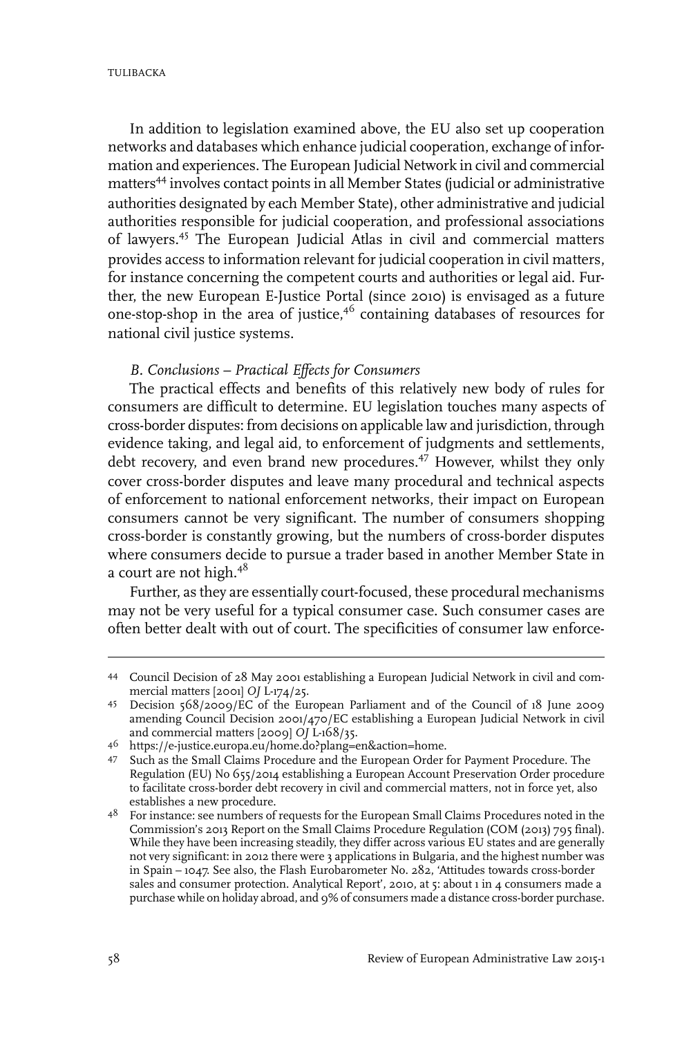In addition to legislation examined above, the EU also set up cooperation networks and databases which enhance judicial cooperation, exchange of information and experiences. The European Judicial Network in civil and commercial matters[44] involves contact points in all Member States (judicial or administrative authorities designated by each Member State), other administrative and judicial authorities responsible for judicial cooperation, and professional associations of lawyers.[45] The European Judicial Atlas in civil and commercial matters provides access to information relevant for judicial cooperation in civil matters, for instance concerning the competent courts and authorities or legal aid. Further, the new European E-Justice Portal (since 2010) is envisaged as a future one-stop-shop in the area of justice,[46] containing databases of resources for national civil justice systems.

### *B. Conclusions – Practical Effects for Consumers*

The practical effects and benefits of this relatively new body of rules for consumers are difficult to determine. EU legislation touches many aspects of cross-border disputes: from decisions on applicable law and jurisdiction, through evidence taking, and legal aid, to enforcement of judgments and settlements, debt recovery, and even brand new procedures.[47] However, whilst they only cover cross-border disputes and leave many procedural and technical aspects of enforcement to national enforcement networks, their impact on European consumers cannot be very significant. The number of consumers shopping cross-border is constantly growing, but the numbers of cross-border disputes where consumers decide to pursue a trader based in another Member State in a court are not high.[48]

Further, as they are essentially court-focused, these procedural mechanisms may not be very useful for a typical consumer case. Such consumer cases are often better dealt with out of court. The specificities of consumer law enforce-

---

44 Council Decision of 28 May 2001 establishing a European Judicial Network in civil and commercial matters [2001] *OJ* L-174/25.

45 Decision 568/2009/EC of the European Parliament and of the Council of 18 June 2009 amending Council Decision 2001/470/EC establishing a European Judicial Network in civil and commercial matters [2009] *OJ* L-168/35.

46 https://e-justice.europa.eu/home.do?plang=en&action=home.

47 Such as the Small Claims Procedure and the European Order for Payment Procedure. The Regulation (EU) No 655/2014 establishing a European Account Preservation Order procedure to facilitate cross-border debt recovery in civil and commercial matters, not in force yet, also establishes a new procedure.

48 For instance: see numbers of requests for the European Small Claims Procedures noted in the Commission's 2013 Report on the Small Claims Procedure Regulation (COM (2013) 795 final). While they have been increasing steadily, they differ across various EU states and are generally not very significant: in 2012 there were 3 applications in Bulgaria, and the highest number was in Spain – 1047. See also, the Flash Eurobarometer No. 282, 'Attitudes towards cross-border sales and consumer protection. Analytical Report', 2010, at 5: about 1 in 4 consumers made a purchase while on holiday abroad, and 9% of consumers made a distance cross-border purchase.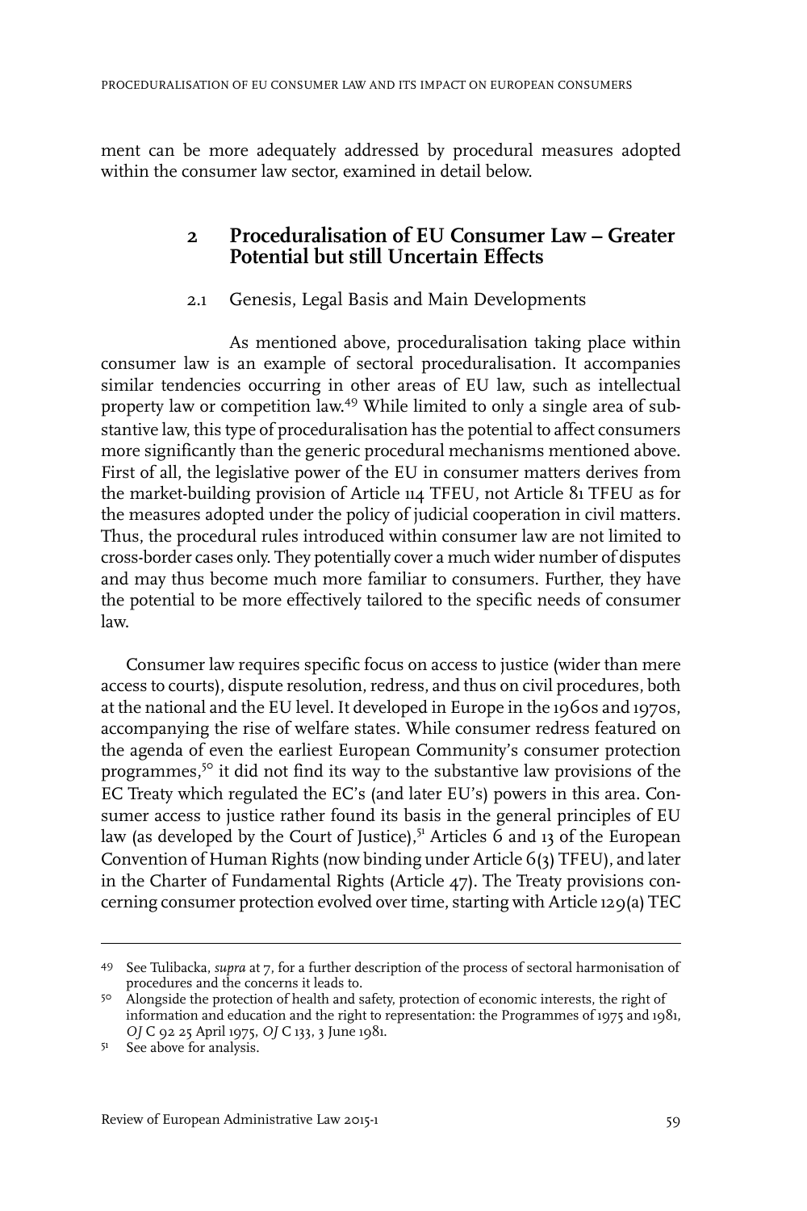ment can be more adequately addressed by procedural measures adopted within the consumer law sector, examined in detail below.

## 2 Proceduralisation of EU Consumer Law – Greater Potential but still Uncertain Effects

### 2.1 Genesis, Legal Basis and Main Developments

As mentioned above, proceduralisation taking place within consumer law is an example of sectoral proceduralisation. It accompanies similar tendencies occurring in other areas of EU law, such as intellectual property law or competition law.[49] While limited to only a single area of substantive law, this type of proceduralisation has the potential to affect consumers more significantly than the generic procedural mechanisms mentioned above. First of all, the legislative power of the EU in consumer matters derives from the market-building provision of Article 114 TFEU, not Article 81 TFEU as for the measures adopted under the policy of judicial cooperation in civil matters. Thus, the procedural rules introduced within consumer law are not limited to cross-border cases only. They potentially cover a much wider number of disputes and may thus become much more familiar to consumers. Further, they have the potential to be more effectively tailored to the specific needs of consumer law.

Consumer law requires specific focus on access to justice (wider than mere access to courts), dispute resolution, redress, and thus on civil procedures, both at the national and the EU level. It developed in Europe in the 1960s and 1970s, accompanying the rise of welfare states. While consumer redress featured on the agenda of even the earliest European Community's consumer protection programmes,[50] it did not find its way to the substantive law provisions of the EC Treaty which regulated the EC's (and later EU's) powers in this area. Consumer access to justice rather found its basis in the general principles of EU law (as developed by the Court of Justice),[51] Articles 6 and 13 of the European Convention of Human Rights (now binding under Article 6(3) TFEU), and later in the Charter of Fundamental Rights (Article 47). The Treaty provisions concerning consumer protection evolved over time, starting with Article 129(a) TEC

---

49 See Tulibacka, *supra* at 7, for a further description of the process of sectoral harmonisation of procedures and the concerns it leads to.

50 Alongside the protection of health and safety, protection of economic interests, the right of information and education and the right to representation: the Programmes of 1975 and 1981, *OJ* C 92 25 April 1975, *OJ* C 133, 3 June 1981.

51 See above for analysis.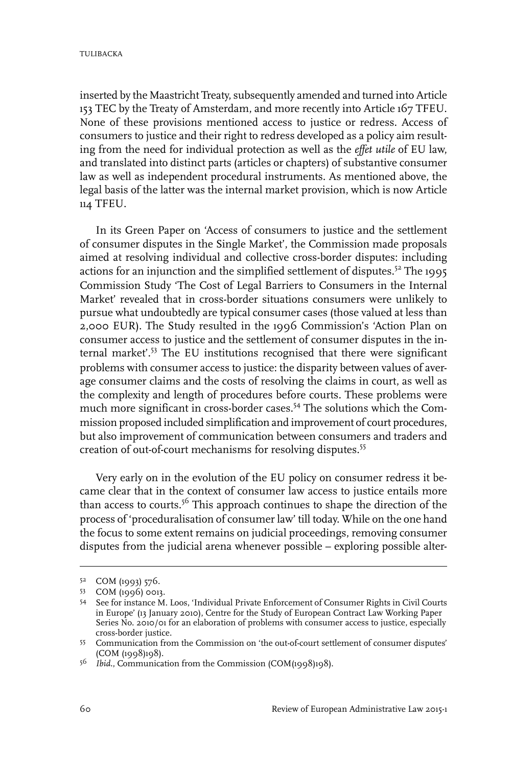inserted by the Maastricht Treaty, subsequently amended and turned into Article 153 TEC by the Treaty of Amsterdam, and more recently into Article 167 TFEU. None of these provisions mentioned access to justice or redress. Access of consumers to justice and their right to redress developed as a policy aim resulting from the need for individual protection as well as the *effet utile* of EU law, and translated into distinct parts (articles or chapters) of substantive consumer law as well as independent procedural instruments. As mentioned above, the legal basis of the latter was the internal market provision, which is now Article 114 TFEU.

In its Green Paper on 'Access of consumers to justice and the settlement of consumer disputes in the Single Market', the Commission made proposals aimed at resolving individual and collective cross-border disputes: including actions for an injunction and the simplified settlement of disputes.[52] The 1995 Commission Study 'The Cost of Legal Barriers to Consumers in the Internal Market' revealed that in cross-border situations consumers were unlikely to pursue what undoubtedly are typical consumer cases (those valued at less than 2,000 EUR). The Study resulted in the 1996 Commission's 'Action Plan on consumer access to justice and the settlement of consumer disputes in the internal market'.[53] The EU institutions recognised that there were significant problems with consumer access to justice: the disparity between values of average consumer claims and the costs of resolving the claims in court, as well as the complexity and length of procedures before courts. These problems were much more significant in cross-border cases.[54] The solutions which the Commission proposed included simplification and improvement of court procedures, but also improvement of communication between consumers and traders and creation of out-of-court mechanisms for resolving disputes.[55]

Very early on in the evolution of the EU policy on consumer redress it became clear that in the context of consumer law access to justice entails more than access to courts.[56] This approach continues to shape the direction of the process of 'proceduralisation of consumer law' till today. While on the one hand the focus to some extent remains on judicial proceedings, removing consumer disputes from the judicial arena whenever possible – exploring possible alter-

---

52 COM (1993) 576.

53 COM (1996) 0013.

54 See for instance M. Loos, 'Individual Private Enforcement of Consumer Rights in Civil Courts in Europe' (13 January 2010), Centre for the Study of European Contract Law Working Paper Series No. 2010/01 for an elaboration of problems with consumer access to justice, especially cross-border justice.

55 Communication from the Commission on 'the out-of-court settlement of consumer disputes' (COM (1998)198).

56 *Ibid.*, Communication from the Commission (COM(1998)198).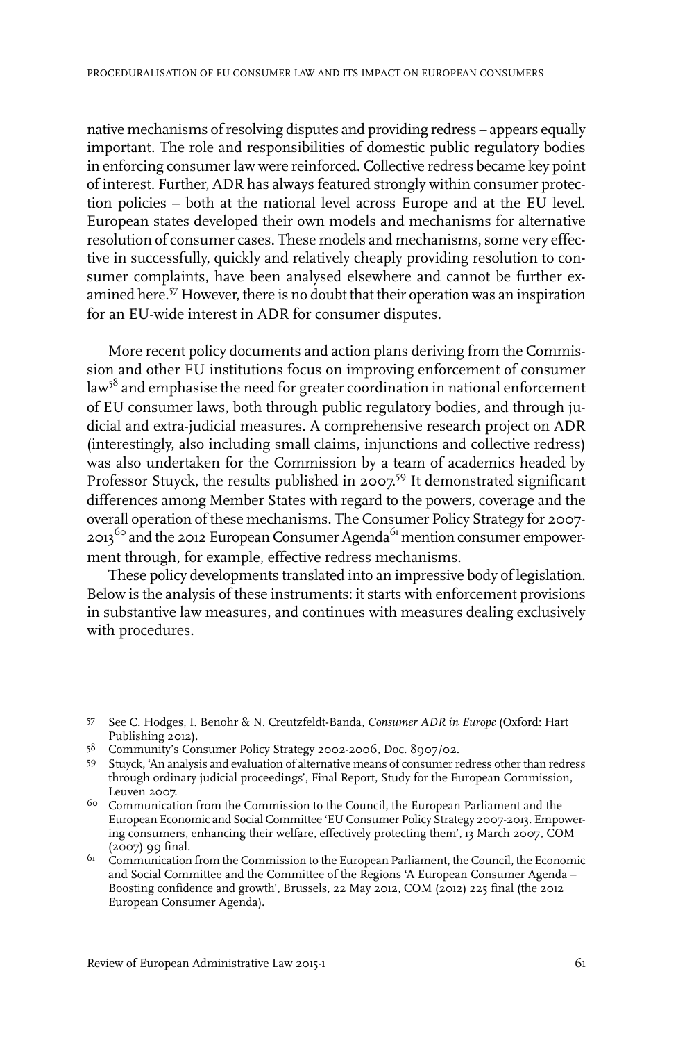native mechanisms of resolving disputes and providing redress – appears equally important. The role and responsibilities of domestic public regulatory bodies in enforcing consumer law were reinforced. Collective redress became key point of interest. Further, ADR has always featured strongly within consumer protection policies – both at the national level across Europe and at the EU level. European states developed their own models and mechanisms for alternative resolution of consumer cases. These models and mechanisms, some very effective in successfully, quickly and relatively cheaply providing resolution to consumer complaints, have been analysed elsewhere and cannot be further examined here.[57] However, there is no doubt that their operation was an inspiration for an EU-wide interest in ADR for consumer disputes.

More recent policy documents and action plans deriving from the Commission and other EU institutions focus on improving enforcement of consumer law[58] and emphasise the need for greater coordination in national enforcement of EU consumer laws, both through public regulatory bodies, and through judicial and extra-judicial measures. A comprehensive research project on ADR (interestingly, also including small claims, injunctions and collective redress) was also undertaken for the Commission by a team of academics headed by Professor Stuyck, the results published in 2007.[59] It demonstrated significant differences among Member States with regard to the powers, coverage and the overall operation of these mechanisms. The Consumer Policy Strategy for 2007-2013[60] and the 2012 European Consumer Agenda[61] mention consumer empowerment through, for example, effective redress mechanisms.

These policy developments translated into an impressive body of legislation. Below is the analysis of these instruments: it starts with enforcement provisions in substantive law measures, and continues with measures dealing exclusively with procedures.

---

57 See C. Hodges, I. Benohr & N. Creutzfeldt-Banda, *Consumer ADR in Europe* (Oxford: Hart Publishing 2012).

58 Community's Consumer Policy Strategy 2002-2006, Doc. 8907/02.

59 Stuyck, 'An analysis and evaluation of alternative means of consumer redress other than redress through ordinary judicial proceedings', Final Report, Study for the European Commission, Leuven 2007.

60 Communication from the Commission to the Council, the European Parliament and the European Economic and Social Committee 'EU Consumer Policy Strategy 2007-2013. Empowering consumers, enhancing their welfare, effectively protecting them', 13 March 2007, COM (2007) 99 final.

61 Communication from the Commission to the European Parliament, the Council, the Economic and Social Committee and the Committee of the Regions 'A European Consumer Agenda – Boosting confidence and growth', Brussels, 22 May 2012, COM (2012) 225 final (the 2012 European Consumer Agenda).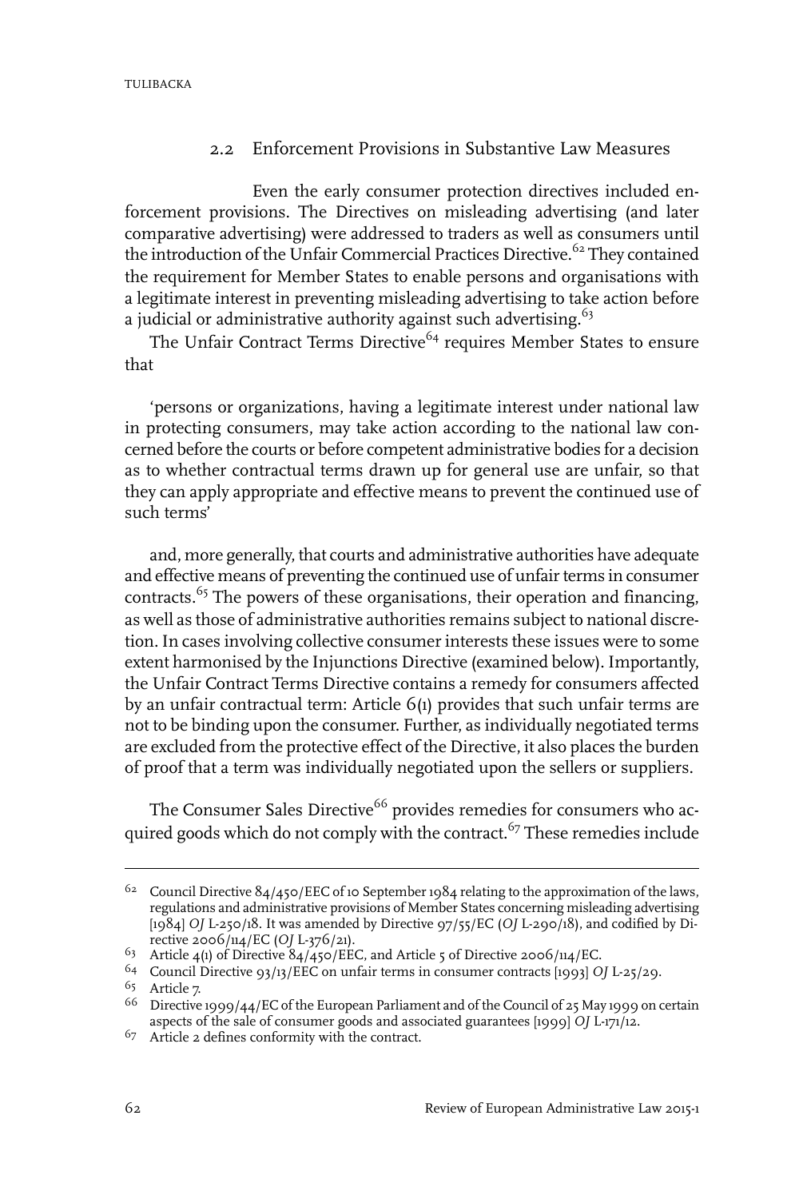### 2.2 Enforcement Provisions in Substantive Law Measures

Even the early consumer protection directives included enforcement provisions. The Directives on misleading advertising (and later comparative advertising) were addressed to traders as well as consumers until the introduction of the Unfair Commercial Practices Directive.[62] They contained the requirement for Member States to enable persons and organisations with a legitimate interest in preventing misleading advertising to take action before a judicial or administrative authority against such advertising.[63]

The Unfair Contract Terms Directive[64] requires Member States to ensure that

> 'persons or organizations, having a legitimate interest under national law in protecting consumers, may take action according to the national law concerned before the courts or before competent administrative bodies for a decision as to whether contractual terms drawn up for general use are unfair, so that they can apply appropriate and effective means to prevent the continued use of such terms'

and, more generally, that courts and administrative authorities have adequate and effective means of preventing the continued use of unfair terms in consumer contracts.[65] The powers of these organisations, their operation and financing, as well as those of administrative authorities remains subject to national discretion. In cases involving collective consumer interests these issues were to some extent harmonised by the Injunctions Directive (examined below). Importantly, the Unfair Contract Terms Directive contains a remedy for consumers affected by an unfair contractual term: Article 6(1) provides that such unfair terms are not to be binding upon the consumer. Further, as individually negotiated terms are excluded from the protective effect of the Directive, it also places the burden of proof that a term was individually negotiated upon the sellers or suppliers.

The Consumer Sales Directive[66] provides remedies for consumers who acquired goods which do not comply with the contract.[67] These remedies include

---

[62] Council Directive 84/450/EEC of 10 September 1984 relating to the approximation of the laws, regulations and administrative provisions of Member States concerning misleading advertising [1984] *OJ* L-250/18. It was amended by Directive 97/55/EC (*OJ* L-290/18), and codified by Directive 2006/114/EC (*OJ* L-376/21).

[63] Article 4(1) of Directive 84/450/EEC, and Article 5 of Directive 2006/114/EC.

[64] Council Directive 93/13/EEC on unfair terms in consumer contracts [1993] *OJ* L-25/29.

[65] Article 7.

[66] Directive 1999/44/EC of the European Parliament and of the Council of 25 May 1999 on certain aspects of the sale of consumer goods and associated guarantees [1999] *OJ* L-171/12.

[67] Article 2 defines conformity with the contract.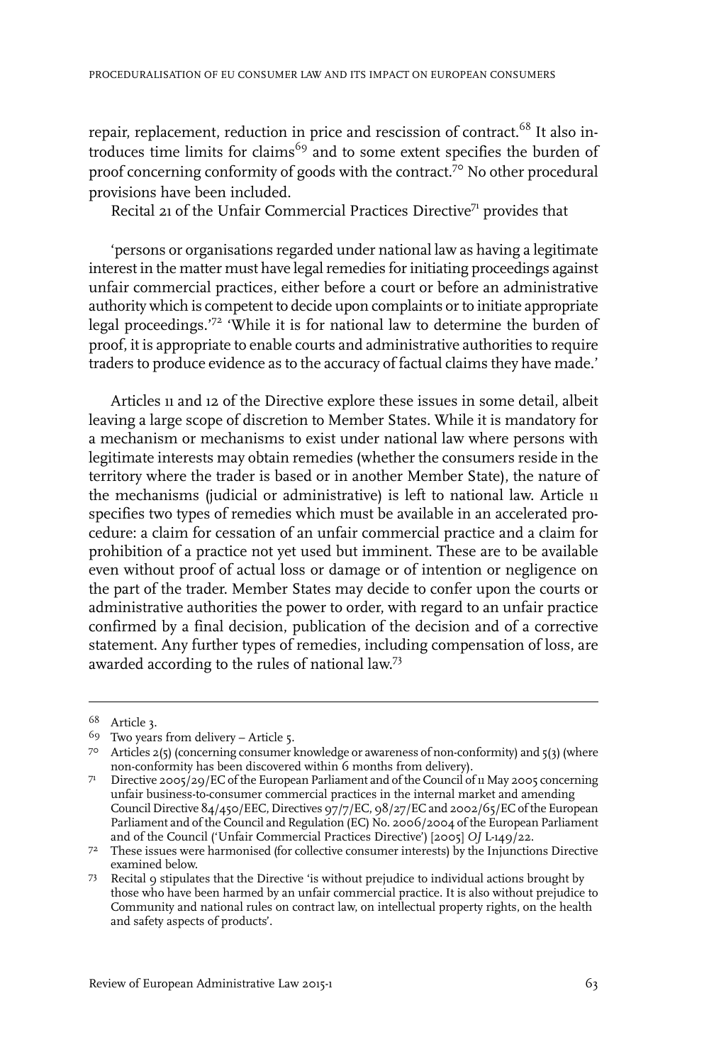repair, replacement, reduction in price and rescission of contract.[68] It also introduces time limits for claims[69] and to some extent specifies the burden of proof concerning conformity of goods with the contract.[70] No other procedural provisions have been included.

Recital 21 of the Unfair Commercial Practices Directive[71] provides that

> 'persons or organisations regarded under national law as having a legitimate interest in the matter must have legal remedies for initiating proceedings against unfair commercial practices, either before a court or before an administrative authority which is competent to decide upon complaints or to initiate appropriate legal proceedings.'[72] 'While it is for national law to determine the burden of proof, it is appropriate to enable courts and administrative authorities to require traders to produce evidence as to the accuracy of factual claims they have made.'

Articles 11 and 12 of the Directive explore these issues in some detail, albeit leaving a large scope of discretion to Member States. While it is mandatory for a mechanism or mechanisms to exist under national law where persons with legitimate interests may obtain remedies (whether the consumers reside in the territory where the trader is based or in another Member State), the nature of the mechanisms (judicial or administrative) is left to national law. Article 11 specifies two types of remedies which must be available in an accelerated procedure: a claim for cessation of an unfair commercial practice and a claim for prohibition of a practice not yet used but imminent. These are to be available even without proof of actual loss or damage or of intention or negligence on the part of the trader. Member States may decide to confer upon the courts or administrative authorities the power to order, with regard to an unfair practice confirmed by a final decision, publication of the decision and of a corrective statement. Any further types of remedies, including compensation of loss, are awarded according to the rules of national law.[73]

---

68 Article 3.

69 Two years from delivery – Article 5.

70 Articles 2(5) (concerning consumer knowledge or awareness of non-conformity) and 5(3) (where non-conformity has been discovered within 6 months from delivery).

71 Directive 2005/29/EC of the European Parliament and of the Council of 11 May 2005 concerning unfair business-to-consumer commercial practices in the internal market and amending Council Directive 84/450/EEC, Directives 97/7/EC, 98/27/EC and 2002/65/EC of the European Parliament and of the Council and Regulation (EC) No. 2006/2004 of the European Parliament and of the Council ('Unfair Commercial Practices Directive') [2005] *OJ* L-149/22.

72 These issues were harmonised (for collective consumer interests) by the Injunctions Directive examined below.

73 Recital 9 stipulates that the Directive 'is without prejudice to individual actions brought by those who have been harmed by an unfair commercial practice. It is also without prejudice to Community and national rules on contract law, on intellectual property rights, on the health and safety aspects of products'.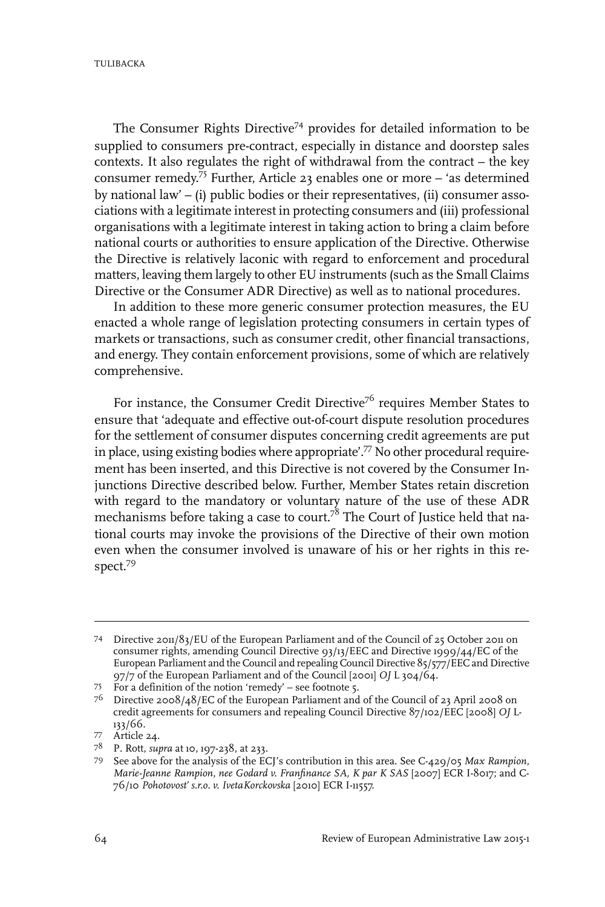The Consumer Rights Directive[74] provides for detailed information to be supplied to consumers pre-contract, especially in distance and doorstep sales contexts. It also regulates the right of withdrawal from the contract – the key consumer remedy.[75] Further, Article 23 enables one or more – 'as determined by national law' – (i) public bodies or their representatives, (ii) consumer associations with a legitimate interest in protecting consumers and (iii) professional organisations with a legitimate interest in taking action to bring a claim before national courts or authorities to ensure application of the Directive. Otherwise the Directive is relatively laconic with regard to enforcement and procedural matters, leaving them largely to other EU instruments (such as the Small Claims Directive or the Consumer ADR Directive) as well as to national procedures.

In addition to these more generic consumer protection measures, the EU enacted a whole range of legislation protecting consumers in certain types of markets or transactions, such as consumer credit, other financial transactions, and energy. They contain enforcement provisions, some of which are relatively comprehensive.

For instance, the Consumer Credit Directive[76] requires Member States to ensure that 'adequate and effective out-of-court dispute resolution procedures for the settlement of consumer disputes concerning credit agreements are put in place, using existing bodies where appropriate'.[77] No other procedural requirement has been inserted, and this Directive is not covered by the Consumer Injunctions Directive described below. Further, Member States retain discretion with regard to the mandatory or voluntary nature of the use of these ADR mechanisms before taking a case to court.[78] The Court of Justice held that national courts may invoke the provisions of the Directive of their own motion even when the consumer involved is unaware of his or her rights in this respect.[79]

---

74 Directive 2011/83/EU of the European Parliament and of the Council of 25 October 2011 on consumer rights, amending Council Directive 93/13/EEC and Directive 1999/44/EC of the European Parliament and the Council and repealing Council Directive 85/577/EEC and Directive 97/7 of the European Parliament and of the Council [2001] *OJ* L 304/64.

75 For a definition of the notion 'remedy' – see footnote 5.

76 Directive 2008/48/EC of the European Parliament and of the Council of 23 April 2008 on credit agreements for consumers and repealing Council Directive 87/102/EEC [2008] *OJ* L-133/66.

77 Article 24.

78 P. Rott, *supra* at 10, 197-238, at 233.

79 See above for the analysis of the ECJ's contribution in this area. See C-429/05 *Max Rampion, Marie-Jeanne Rampion, nee Godard v. Franfinance SA, K par K SAS* [2007] ECR I-8017; and C-76/10 *Pohotovost' s.r.o. v. IvetaKorckovska* [2010] ECR I-11557.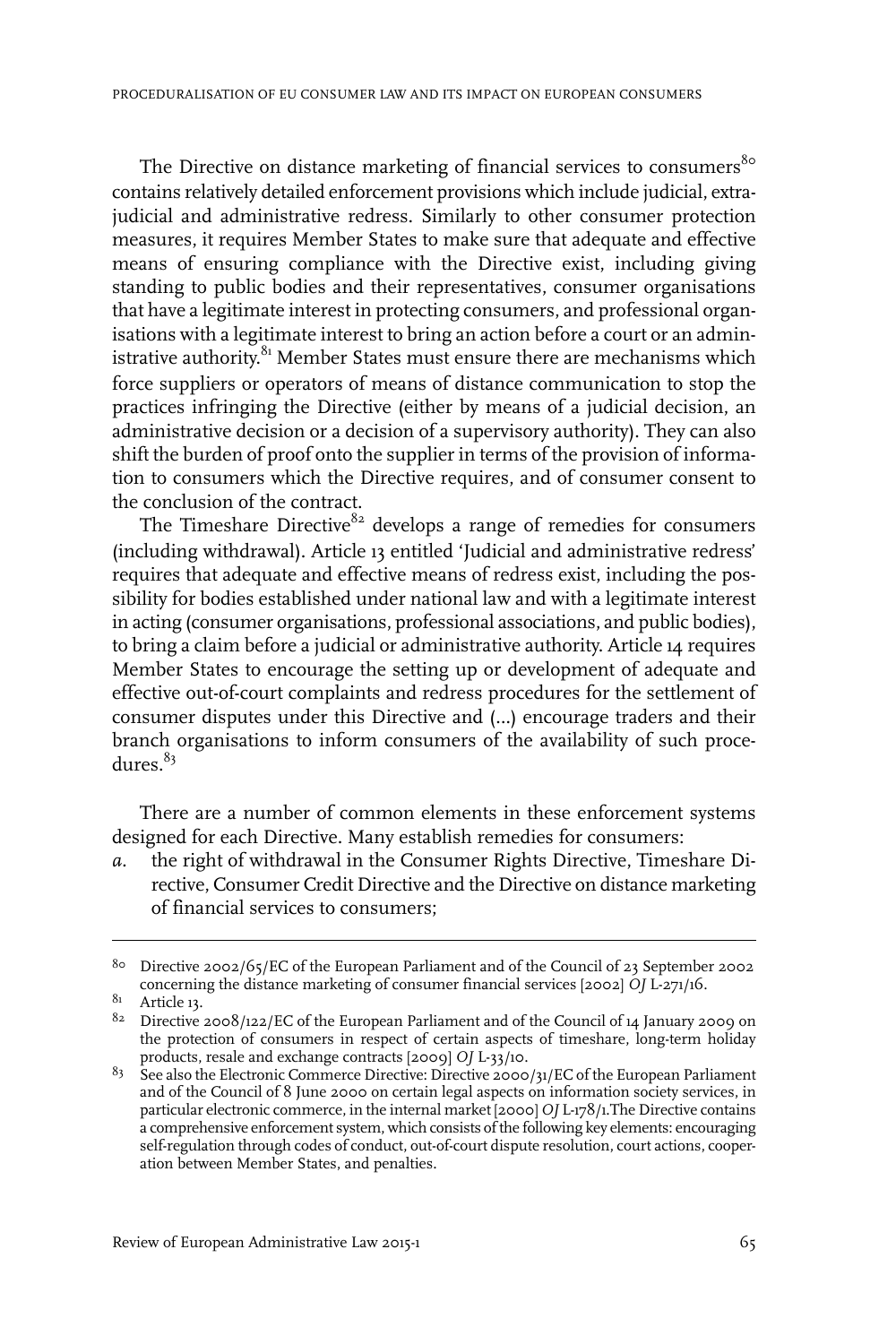The Directive on distance marketing of financial services to consumers[80] contains relatively detailed enforcement provisions which include judicial, extra-judicial and administrative redress. Similarly to other consumer protection measures, it requires Member States to make sure that adequate and effective means of ensuring compliance with the Directive exist, including giving standing to public bodies and their representatives, consumer organisations that have a legitimate interest in protecting consumers, and professional organisations with a legitimate interest to bring an action before a court or an administrative authority.[81] Member States must ensure there are mechanisms which force suppliers or operators of means of distance communication to stop the practices infringing the Directive (either by means of a judicial decision, an administrative decision or a decision of a supervisory authority). They can also shift the burden of proof onto the supplier in terms of the provision of information to consumers which the Directive requires, and of consumer consent to the conclusion of the contract.

The Timeshare Directive[82] develops a range of remedies for consumers (including withdrawal). Article 13 entitled 'Judicial and administrative redress' requires that adequate and effective means of redress exist, including the possibility for bodies established under national law and with a legitimate interest in acting (consumer organisations, professional associations, and public bodies), to bring a claim before a judicial or administrative authority. Article 14 requires Member States to encourage the setting up or development of adequate and effective out-of-court complaints and redress procedures for the settlement of consumer disputes under this Directive and (...) encourage traders and their branch organisations to inform consumers of the availability of such procedures.[83]

There are a number of common elements in these enforcement systems designed for each Directive. Many establish remedies for consumers:

*a.* the right of withdrawal in the Consumer Rights Directive, Timeshare Directive, Consumer Credit Directive and the Directive on distance marketing of financial services to consumers;

---

[80] Directive 2002/65/EC of the European Parliament and of the Council of 23 September 2002 concerning the distance marketing of consumer financial services [2002] *OJ* L-271/16.

[81] Article 13.

[82] Directive 2008/122/EC of the European Parliament and of the Council of 14 January 2009 on the protection of consumers in respect of certain aspects of timeshare, long-term holiday products, resale and exchange contracts [2009] *OJ* L-33/10.

[83] See also the Electronic Commerce Directive: Directive 2000/31/EC of the European Parliament and of the Council of 8 June 2000 on certain legal aspects on information society services, in particular electronic commerce, in the internal market [2000] *OJ* L-178/1.The Directive contains a comprehensive enforcement system, which consists of the following key elements: encouraging self-regulation through codes of conduct, out-of-court dispute resolution, court actions, cooperation between Member States, and penalties.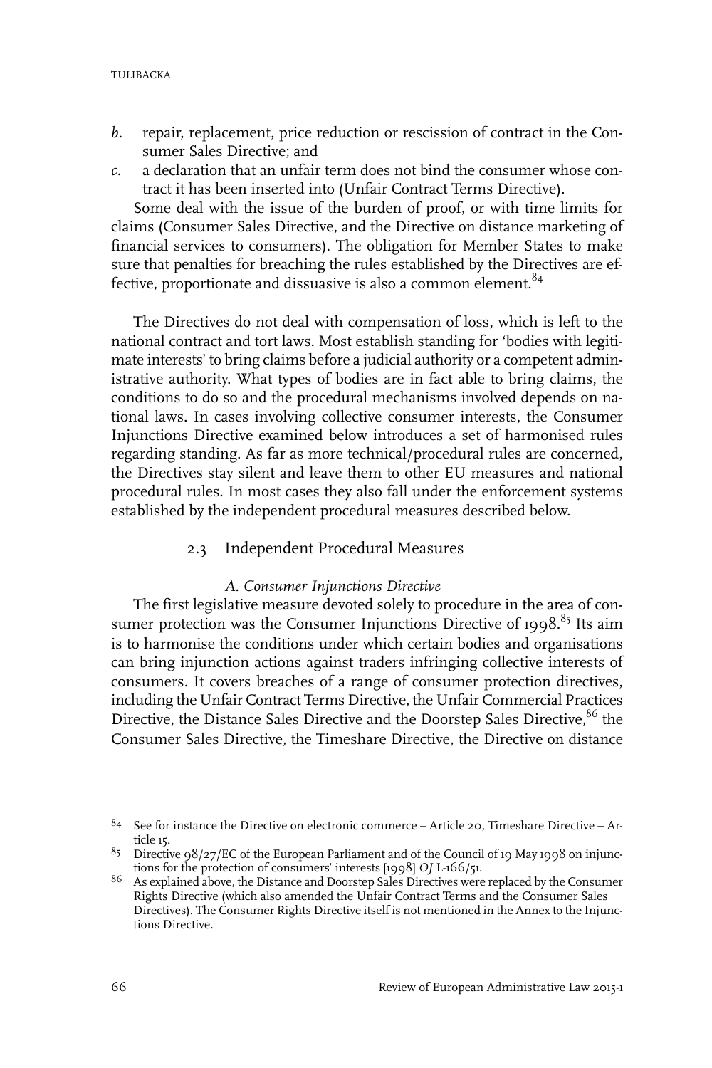*b.* repair, replacement, price reduction or rescission of contract in the Consumer Sales Directive; and

*c.* a declaration that an unfair term does not bind the consumer whose contract it has been inserted into (Unfair Contract Terms Directive).

Some deal with the issue of the burden of proof, or with time limits for claims (Consumer Sales Directive, and the Directive on distance marketing of financial services to consumers). The obligation for Member States to make sure that penalties for breaching the rules established by the Directives are effective, proportionate and dissuasive is also a common element.[84]

The Directives do not deal with compensation of loss, which is left to the national contract and tort laws. Most establish standing for 'bodies with legitimate interests' to bring claims before a judicial authority or a competent administrative authority. What types of bodies are in fact able to bring claims, the conditions to do so and the procedural mechanisms involved depends on national laws. In cases involving collective consumer interests, the Consumer Injunctions Directive examined below introduces a set of harmonised rules regarding standing. As far as more technical/procedural rules are concerned, the Directives stay silent and leave them to other EU measures and national procedural rules. In most cases they also fall under the enforcement systems established by the independent procedural measures described below.

### 2.3 Independent Procedural Measures

#### *A. Consumer Injunctions Directive*

The first legislative measure devoted solely to procedure in the area of consumer protection was the Consumer Injunctions Directive of 1998.[85] Its aim is to harmonise the conditions under which certain bodies and organisations can bring injunction actions against traders infringing collective interests of consumers. It covers breaches of a range of consumer protection directives, including the Unfair Contract Terms Directive, the Unfair Commercial Practices Directive, the Distance Sales Directive and the Doorstep Sales Directive,[86] the Consumer Sales Directive, the Timeshare Directive, the Directive on distance

---

84 See for instance the Directive on electronic commerce – Article 20, Timeshare Directive – Article 15.

85 Directive 98/27/EC of the European Parliament and of the Council of 19 May 1998 on injunctions for the protection of consumers' interests [1998] *OJ* L-166/51.

86 As explained above, the Distance and Doorstep Sales Directives were replaced by the Consumer Rights Directive (which also amended the Unfair Contract Terms and the Consumer Sales Directives). The Consumer Rights Directive itself is not mentioned in the Annex to the Injunctions Directive.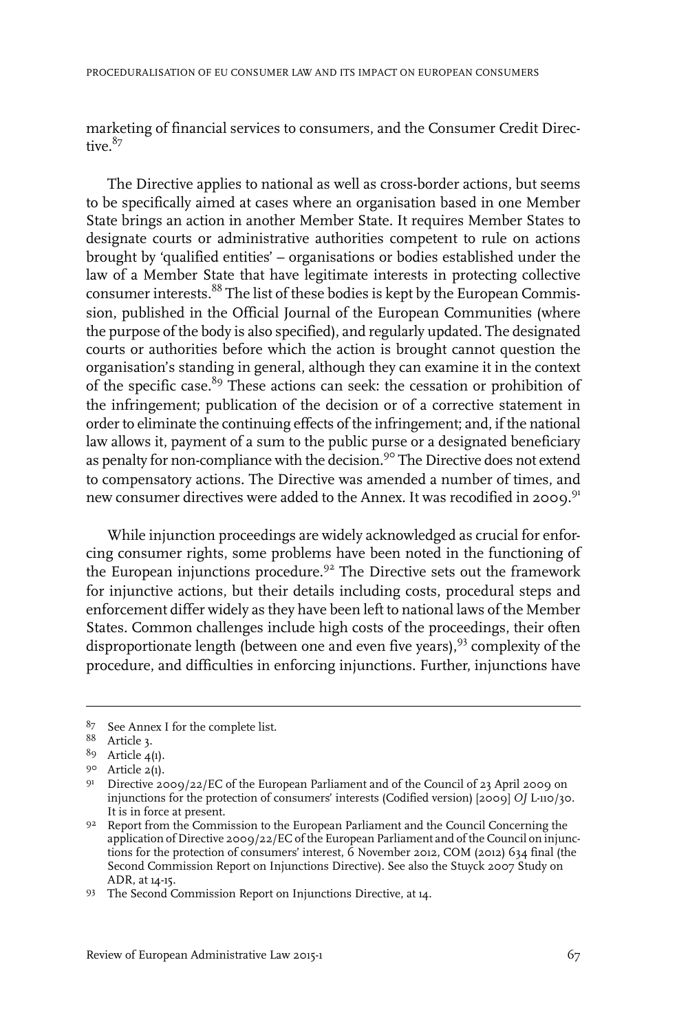marketing of financial services to consumers, and the Consumer Credit Directive.[87]

The Directive applies to national as well as cross-border actions, but seems to be specifically aimed at cases where an organisation based in one Member State brings an action in another Member State. It requires Member States to designate courts or administrative authorities competent to rule on actions brought by 'qualified entities' – organisations or bodies established under the law of a Member State that have legitimate interests in protecting collective consumer interests.[88] The list of these bodies is kept by the European Commission, published in the Official Journal of the European Communities (where the purpose of the body is also specified), and regularly updated. The designated courts or authorities before which the action is brought cannot question the organisation's standing in general, although they can examine it in the context of the specific case.[89] These actions can seek: the cessation or prohibition of the infringement; publication of the decision or of a corrective statement in order to eliminate the continuing effects of the infringement; and, if the national law allows it, payment of a sum to the public purse or a designated beneficiary as penalty for non-compliance with the decision.[90] The Directive does not extend to compensatory actions. The Directive was amended a number of times, and new consumer directives were added to the Annex. It was recodified in 2009.[91]

While injunction proceedings are widely acknowledged as crucial for enforcing consumer rights, some problems have been noted in the functioning of the European injunctions procedure.[92] The Directive sets out the framework for injunctive actions, but their details including costs, procedural steps and enforcement differ widely as they have been left to national laws of the Member States. Common challenges include high costs of the proceedings, their often disproportionate length (between one and even five years),[93] complexity of the procedure, and difficulties in enforcing injunctions. Further, injunctions have

---

87 See Annex I for the complete list.

88 Article 3.

89 Article 4(1).

90 Article 2(1).

91 Directive 2009/22/EC of the European Parliament and of the Council of 23 April 2009 on injunctions for the protection of consumers' interests (Codified version) [2009] *OJ* L-110/30. It is in force at present.

92 Report from the Commission to the European Parliament and the Council Concerning the application of Directive 2009/22/EC of the European Parliament and of the Council on injunctions for the protection of consumers' interest, 6 November 2012, COM (2012) 634 final (the Second Commission Report on Injunctions Directive). See also the Stuyck 2007 Study on ADR, at 14-15.

93 The Second Commission Report on Injunctions Directive, at 14.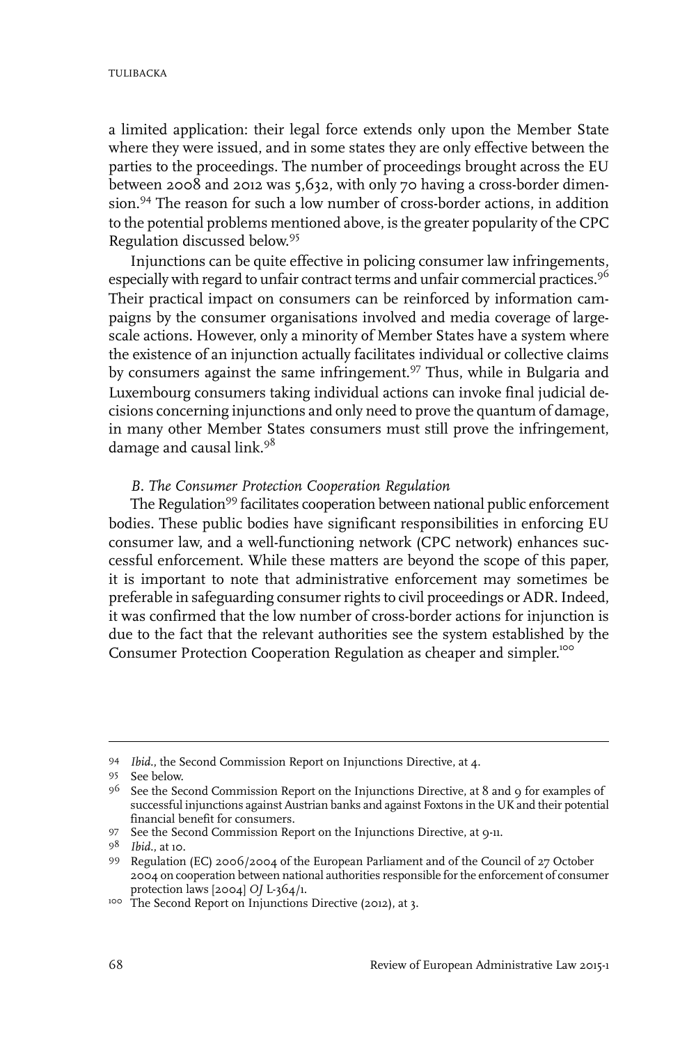a limited application: their legal force extends only upon the Member State where they were issued, and in some states they are only effective between the parties to the proceedings. The number of proceedings brought across the EU between 2008 and 2012 was 5,632, with only 70 having a cross-border dimension.[94] The reason for such a low number of cross-border actions, in addition to the potential problems mentioned above, is the greater popularity of the CPC Regulation discussed below.[95]

Injunctions can be quite effective in policing consumer law infringements, especially with regard to unfair contract terms and unfair commercial practices.[96] Their practical impact on consumers can be reinforced by information campaigns by the consumer organisations involved and media coverage of large-scale actions. However, only a minority of Member States have a system where the existence of an injunction actually facilitates individual or collective claims by consumers against the same infringement.[97] Thus, while in Bulgaria and Luxembourg consumers taking individual actions can invoke final judicial decisions concerning injunctions and only need to prove the quantum of damage, in many other Member States consumers must still prove the infringement, damage and causal link.[98]

### *B. The Consumer Protection Cooperation Regulation*

The Regulation[99] facilitates cooperation between national public enforcement bodies. These public bodies have significant responsibilities in enforcing EU consumer law, and a well-functioning network (CPC network) enhances successful enforcement. While these matters are beyond the scope of this paper, it is important to note that administrative enforcement may sometimes be preferable in safeguarding consumer rights to civil proceedings or ADR. Indeed, it was confirmed that the low number of cross-border actions for injunction is due to the fact that the relevant authorities see the system established by the Consumer Protection Cooperation Regulation as cheaper and simpler.[100]

---

94 *Ibid.*, the Second Commission Report on Injunctions Directive, at 4.

95 See below.

96 See the Second Commission Report on the Injunctions Directive, at 8 and 9 for examples of successful injunctions against Austrian banks and against Foxtons in the UK and their potential financial benefit for consumers.

97 See the Second Commission Report on the Injunctions Directive, at 9-11.

98 *Ibid.*, at 10.

99 Regulation (EC) 2006/2004 of the European Parliament and of the Council of 27 October 2004 on cooperation between national authorities responsible for the enforcement of consumer protection laws [2004] *OJ* L-364/1.

100 The Second Report on Injunctions Directive (2012), at 3.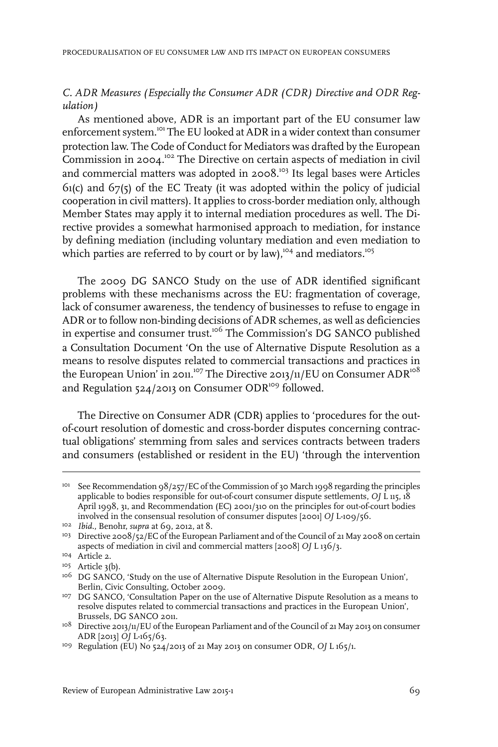### *C. ADR Measures (Especially the Consumer ADR (CDR) Directive and ODR Regulation)*

As mentioned above, ADR is an important part of the EU consumer law enforcement system.[101] The EU looked at ADR in a wider context than consumer protection law. The Code of Conduct for Mediators was drafted by the European Commission in 2004.[102] The Directive on certain aspects of mediation in civil and commercial matters was adopted in 2008.[103] Its legal bases were Articles 61(c) and 67(5) of the EC Treaty (it was adopted within the policy of judicial cooperation in civil matters). It applies to cross-border mediation only, although Member States may apply it to internal mediation procedures as well. The Directive provides a somewhat harmonised approach to mediation, for instance by defining mediation (including voluntary mediation and even mediation to which parties are referred to by court or by law),[104] and mediators.[105]

The 2009 DG SANCO Study on the use of ADR identified significant problems with these mechanisms across the EU: fragmentation of coverage, lack of consumer awareness, the tendency of businesses to refuse to engage in ADR or to follow non-binding decisions of ADR schemes, as well as deficiencies in expertise and consumer trust.[106] The Commission's DG SANCO published a Consultation Document 'On the use of Alternative Dispute Resolution as a means to resolve disputes related to commercial transactions and practices in the European Union' in 2011.[107] The Directive 2013/11/EU on Consumer ADR[108] and Regulation 524/2013 on Consumer ODR[109] followed.

The Directive on Consumer ADR (CDR) applies to 'procedures for the out-of-court resolution of domestic and cross-border disputes concerning contractual obligations' stemming from sales and services contracts between traders and consumers (established or resident in the EU) 'through the intervention

---

101 See Recommendation 98/257/EC of the Commission of 30 March 1998 regarding the principles applicable to bodies responsible for out-of-court consumer dispute settlements, *OJ* L 115, 18 April 1998, 31, and Recommendation (EC) 2001/310 on the principles for out-of-court bodies involved in the consensual resolution of consumer disputes [2001] *OJ* L-109/56.

102 *Ibid.*, Benohr, *supra* at 69, 2012, at 8.

103 Directive 2008/52/EC of the European Parliament and of the Council of 21 May 2008 on certain aspects of mediation in civil and commercial matters [2008] *OJ* L 136/3.

104 Article 2.

105 Article 3(b).

106 DG SANCO, 'Study on the use of Alternative Dispute Resolution in the European Union', Berlin, Civic Consulting, October 2009.

107 DG SANCO, 'Consultation Paper on the use of Alternative Dispute Resolution as a means to resolve disputes related to commercial transactions and practices in the European Union', Brussels, DG SANCO 2011.

108 Directive 2013/11/EU of the European Parliament and of the Council of 21 May 2013 on consumer ADR [2013] *OJ* L-165/63.

109 Regulation (EU) No 524/2013 of 21 May 2013 on consumer ODR, *OJ* L 165/1.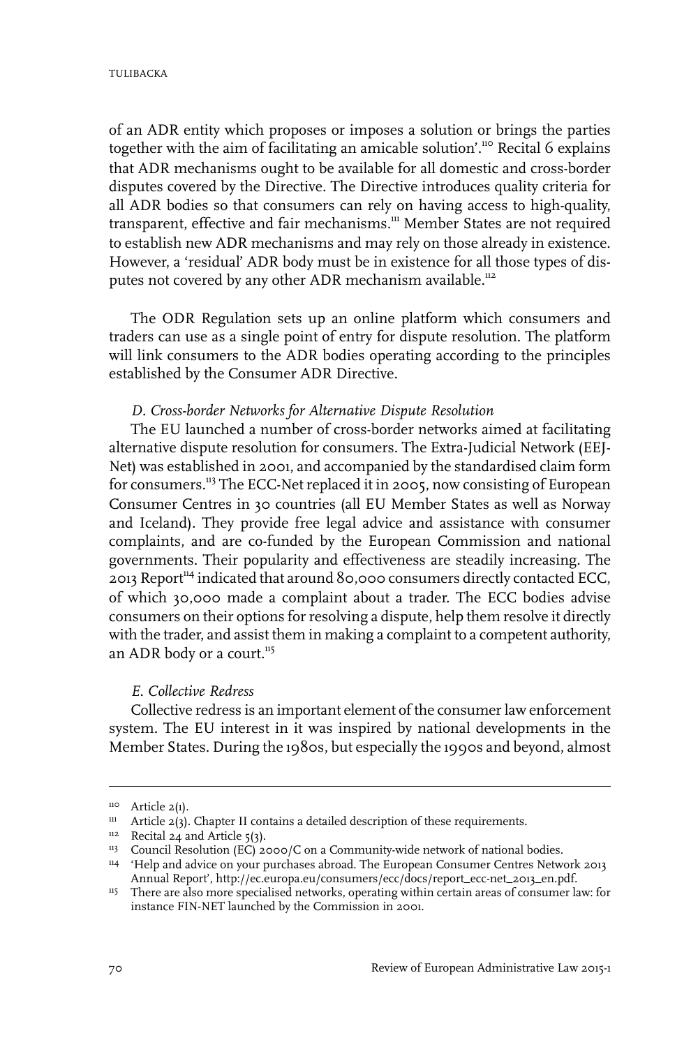of an ADR entity which proposes or imposes a solution or brings the parties together with the aim of facilitating an amicable solution'.[110] Recital 6 explains that ADR mechanisms ought to be available for all domestic and cross-border disputes covered by the Directive. The Directive introduces quality criteria for all ADR bodies so that consumers can rely on having access to high-quality, transparent, effective and fair mechanisms.[111] Member States are not required to establish new ADR mechanisms and may rely on those already in existence. However, a 'residual' ADR body must be in existence for all those types of disputes not covered by any other ADR mechanism available.[112]

The ODR Regulation sets up an online platform which consumers and traders can use as a single point of entry for dispute resolution. The platform will link consumers to the ADR bodies operating according to the principles established by the Consumer ADR Directive.

### *D. Cross-border Networks for Alternative Dispute Resolution*

The EU launched a number of cross-border networks aimed at facilitating alternative dispute resolution for consumers. The Extra-Judicial Network (EEJ-Net) was established in 2001, and accompanied by the standardised claim form for consumers.[113] The ECC-Net replaced it in 2005, now consisting of European Consumer Centres in 30 countries (all EU Member States as well as Norway and Iceland). They provide free legal advice and assistance with consumer complaints, and are co-funded by the European Commission and national governments. Their popularity and effectiveness are steadily increasing. The 2013 Report[114] indicated that around 80,000 consumers directly contacted ECC, of which 30,000 made a complaint about a trader. The ECC bodies advise consumers on their options for resolving a dispute, help them resolve it directly with the trader, and assist them in making a complaint to a competent authority, an ADR body or a court.[115]

### *E. Collective Redress*

Collective redress is an important element of the consumer law enforcement system. The EU interest in it was inspired by national developments in the Member States. During the 1980s, but especially the 1990s and beyond, almost

---

[110] Article 2(1).

[111] Article 2(3). Chapter II contains a detailed description of these requirements.

[112] Recital 24 and Article 5(3).

[113] Council Resolution (EC) 2000/C on a Community-wide network of national bodies.

[114] 'Help and advice on your purchases abroad. The European Consumer Centres Network 2013 Annual Report', http://ec.europa.eu/consumers/ecc/docs/report_ecc-net_2013_en.pdf.

[115] There are also more specialised networks, operating within certain areas of consumer law: for instance FIN-NET launched by the Commission in 2001.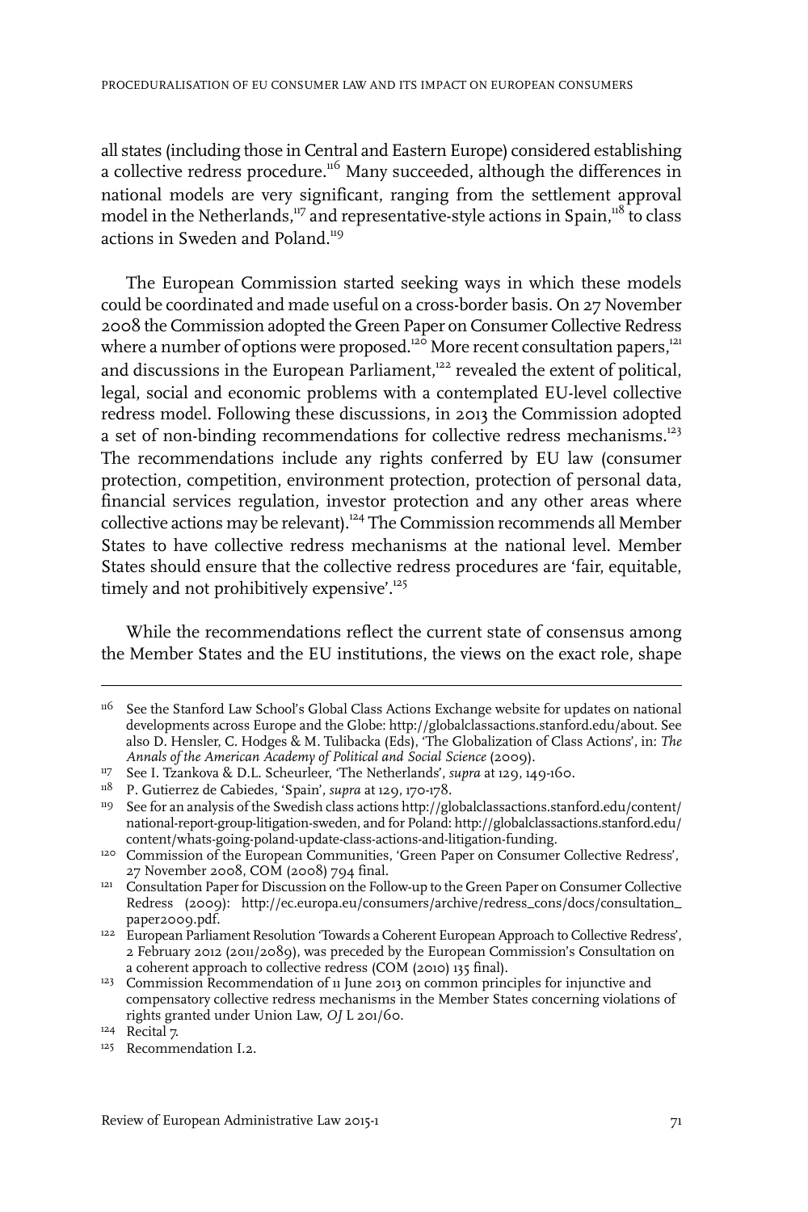all states (including those in Central and Eastern Europe) considered establishing a collective redress procedure.[116] Many succeeded, although the differences in national models are very significant, ranging from the settlement approval model in the Netherlands,[117] and representative-style actions in Spain,[118] to class actions in Sweden and Poland.[119]

The European Commission started seeking ways in which these models could be coordinated and made useful on a cross-border basis. On 27 November 2008 the Commission adopted the Green Paper on Consumer Collective Redress where a number of options were proposed.[120] More recent consultation papers,[121] and discussions in the European Parliament,[122] revealed the extent of political, legal, social and economic problems with a contemplated EU-level collective redress model. Following these discussions, in 2013 the Commission adopted a set of non-binding recommendations for collective redress mechanisms.[123] The recommendations include any rights conferred by EU law (consumer protection, competition, environment protection, protection of personal data, financial services regulation, investor protection and any other areas where collective actions may be relevant).[124] The Commission recommends all Member States to have collective redress mechanisms at the national level. Member States should ensure that the collective redress procedures are 'fair, equitable, timely and not prohibitively expensive'.[125]

While the recommendations reflect the current state of consensus among the Member States and the EU institutions, the views on the exact role, shape

---

116 See the Stanford Law School's Global Class Actions Exchange website for updates on national developments across Europe and the Globe: http://globalclassactions.stanford.edu/about. See also D. Hensler, C. Hodges & M. Tulibacka (Eds), 'The Globalization of Class Actions', in: *The Annals of the American Academy of Political and Social Science* (2009).

117 See I. Tzankova & D.L. Scheurleer, 'The Netherlands', *supra* at 129, 149-160.

118 P. Gutierrez de Cabiedes, 'Spain', *supra* at 129, 170-178.

119 See for an analysis of the Swedish class actions http://globalclassactions.stanford.edu/content/national-report-group-litigation-sweden, and for Poland: http://globalclassactions.stanford.edu/content/whats-going-poland-update-class-actions-and-litigation-funding.

120 Commission of the European Communities, 'Green Paper on Consumer Collective Redress', 27 November 2008, COM (2008) 794 final.

121 Consultation Paper for Discussion on the Follow-up to the Green Paper on Consumer Collective Redress (2009): http://ec.europa.eu/consumers/archive/redress_cons/docs/consultation_paper2009.pdf.

122 European Parliament Resolution 'Towards a Coherent European Approach to Collective Redress', 2 February 2012 (2011/2089), was preceded by the European Commission's Consultation on a coherent approach to collective redress (COM (2010) 135 final).

123 Commission Recommendation of 11 June 2013 on common principles for injunctive and compensatory collective redress mechanisms in the Member States concerning violations of rights granted under Union Law, *OJ* L 201/60.

124 Recital 7.

125 Recommendation I.2.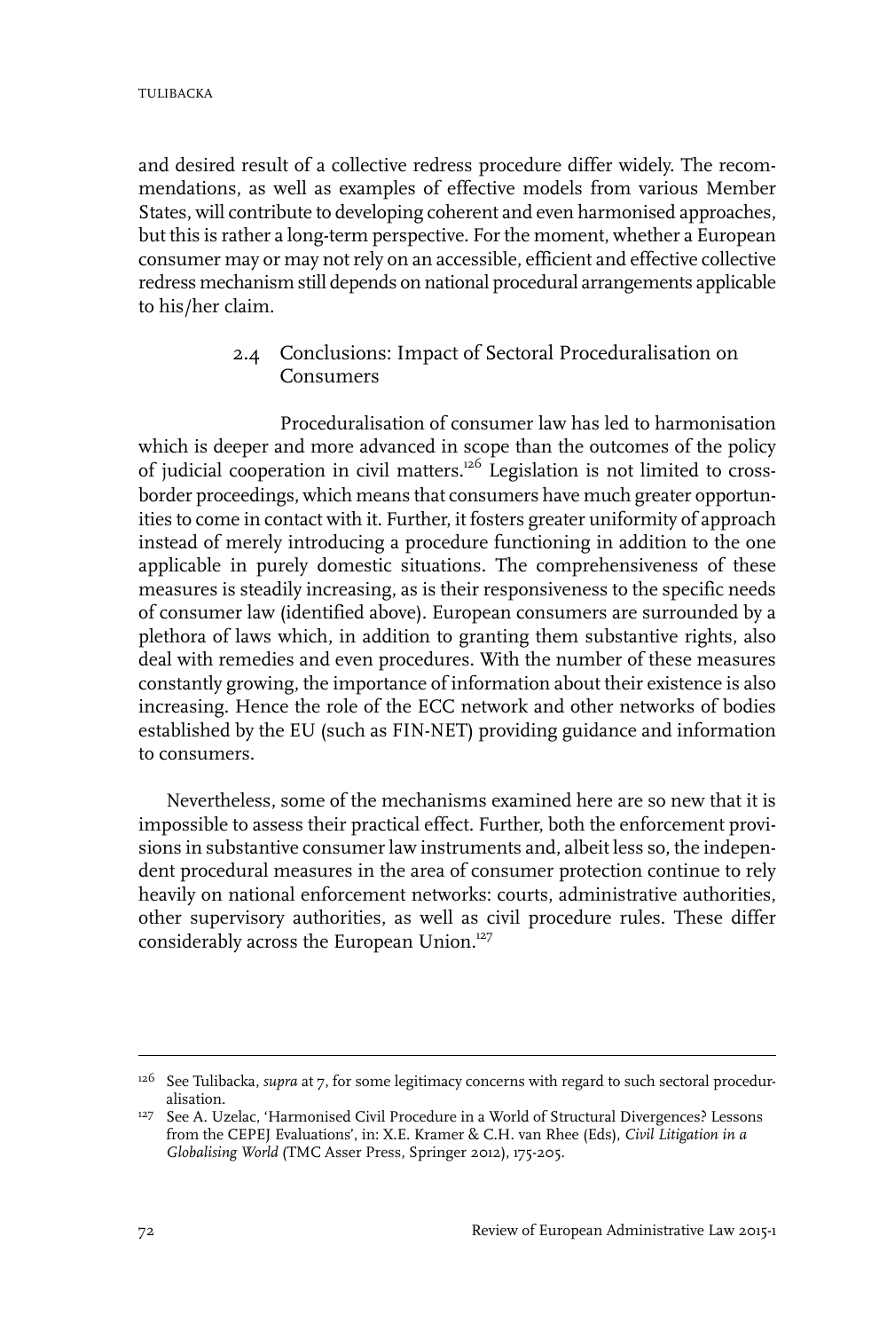and desired result of a collective redress procedure differ widely. The recommendations, as well as examples of effective models from various Member States, will contribute to developing coherent and even harmonised approaches, but this is rather a long-term perspective. For the moment, whether a European consumer may or may not rely on an accessible, efficient and effective collective redress mechanism still depends on national procedural arrangements applicable to his/her claim.

### 2.4 Conclusions: Impact of Sectoral Proceduralisation on Consumers

Proceduralisation of consumer law has led to harmonisation which is deeper and more advanced in scope than the outcomes of the policy of judicial cooperation in civil matters.[126] Legislation is not limited to cross-border proceedings, which means that consumers have much greater opportunities to come in contact with it. Further, it fosters greater uniformity of approach instead of merely introducing a procedure functioning in addition to the one applicable in purely domestic situations. The comprehensiveness of these measures is steadily increasing, as is their responsiveness to the specific needs of consumer law (identified above). European consumers are surrounded by a plethora of laws which, in addition to granting them substantive rights, also deal with remedies and even procedures. With the number of these measures constantly growing, the importance of information about their existence is also increasing. Hence the role of the ECC network and other networks of bodies established by the EU (such as FIN-NET) providing guidance and information to consumers.

Nevertheless, some of the mechanisms examined here are so new that it is impossible to assess their practical effect. Further, both the enforcement provisions in substantive consumer law instruments and, albeit less so, the independent procedural measures in the area of consumer protection continue to rely heavily on national enforcement networks: courts, administrative authorities, other supervisory authorities, as well as civil procedure rules. These differ considerably across the European Union.[127]

---

[126] See Tulibacka, *supra* at 7, for some legitimacy concerns with regard to such sectoral proceduralisation.

[127] See A. Uzelac, 'Harmonised Civil Procedure in a World of Structural Divergences? Lessons from the CEPEJ Evaluations', in: X.E. Kramer & C.H. van Rhee (Eds), *Civil Litigation in a Globalising World* (TMC Asser Press, Springer 2012), 175-205.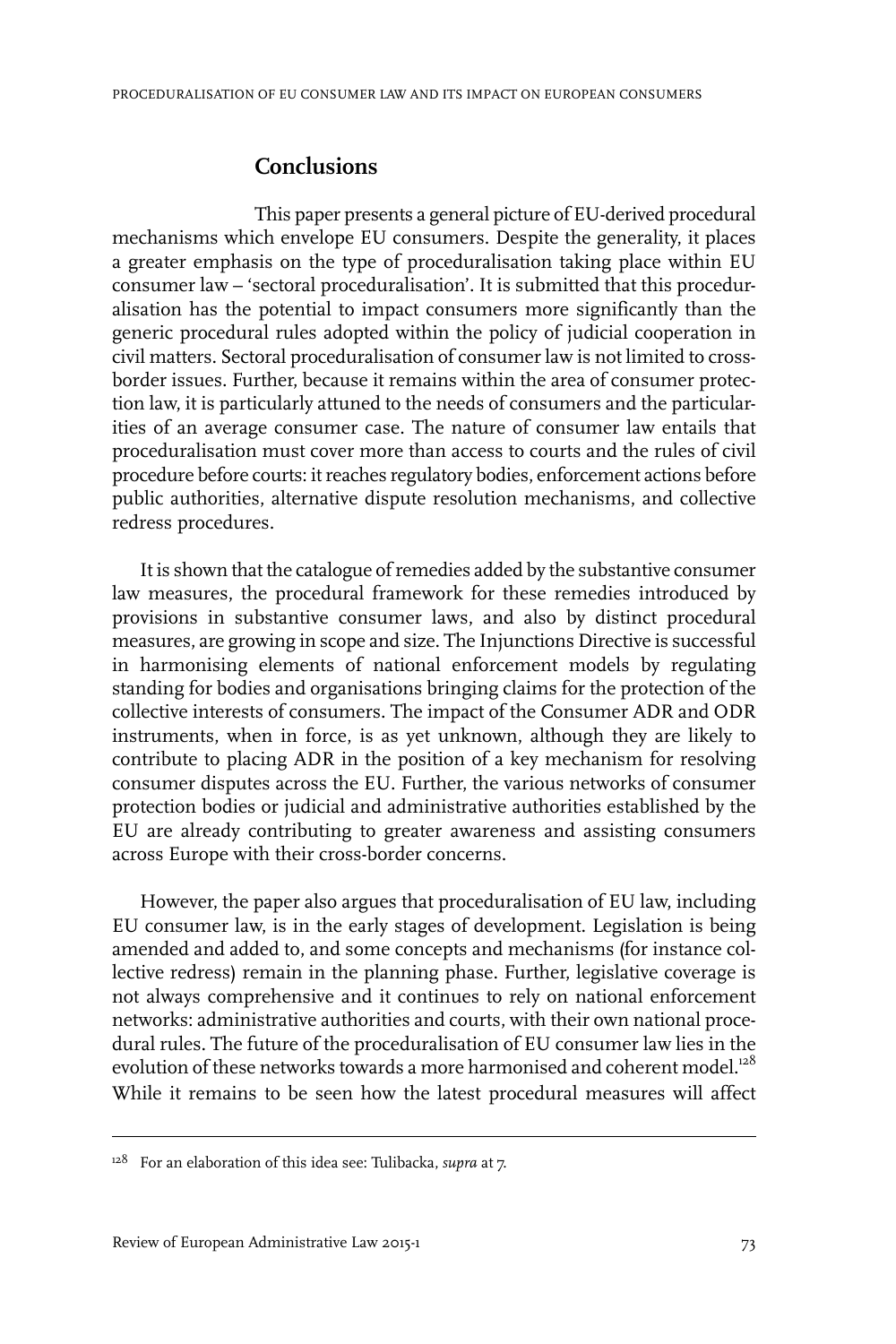## Conclusions

This paper presents a general picture of EU-derived procedural mechanisms which envelope EU consumers. Despite the generality, it places a greater emphasis on the type of proceduralisation taking place within EU consumer law – 'sectoral proceduralisation'. It is submitted that this proceduralisation has the potential to impact consumers more significantly than the generic procedural rules adopted within the policy of judicial cooperation in civil matters. Sectoral proceduralisation of consumer law is not limited to cross-border issues. Further, because it remains within the area of consumer protection law, it is particularly attuned to the needs of consumers and the particularities of an average consumer case. The nature of consumer law entails that proceduralisation must cover more than access to courts and the rules of civil procedure before courts: it reaches regulatory bodies, enforcement actions before public authorities, alternative dispute resolution mechanisms, and collective redress procedures.

It is shown that the catalogue of remedies added by the substantive consumer law measures, the procedural framework for these remedies introduced by provisions in substantive consumer laws, and also by distinct procedural measures, are growing in scope and size. The Injunctions Directive is successful in harmonising elements of national enforcement models by regulating standing for bodies and organisations bringing claims for the protection of the collective interests of consumers. The impact of the Consumer ADR and ODR instruments, when in force, is as yet unknown, although they are likely to contribute to placing ADR in the position of a key mechanism for resolving consumer disputes across the EU. Further, the various networks of consumer protection bodies or judicial and administrative authorities established by the EU are already contributing to greater awareness and assisting consumers across Europe with their cross-border concerns.

However, the paper also argues that proceduralisation of EU law, including EU consumer law, is in the early stages of development. Legislation is being amended and added to, and some concepts and mechanisms (for instance collective redress) remain in the planning phase. Further, legislative coverage is not always comprehensive and it continues to rely on national enforcement networks: administrative authorities and courts, with their own national procedural rules. The future of the proceduralisation of EU consumer law lies in the evolution of these networks towards a more harmonised and coherent model.[128] While it remains to be seen how the latest procedural measures will affect

[128] For an elaboration of this idea see: Tulibacka, *supra* at 7.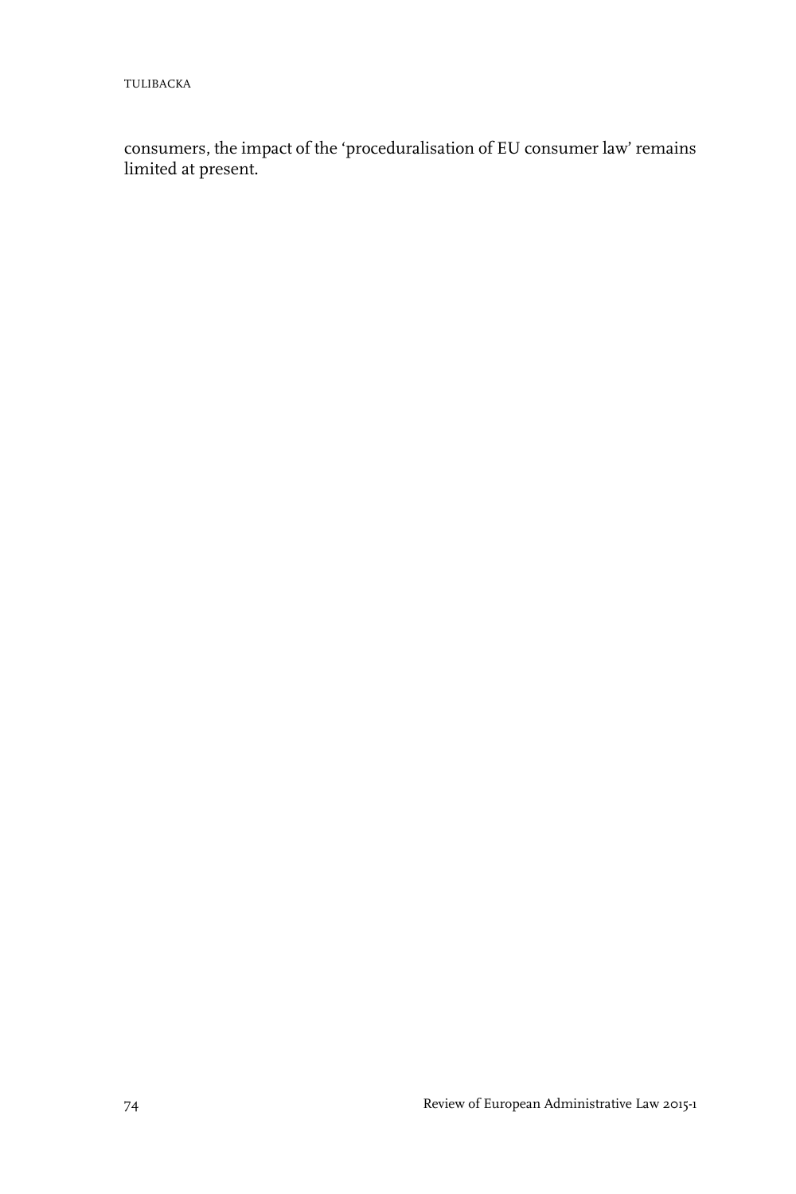consumers, the impact of the 'proceduralisation of EU consumer law' remains limited at present.